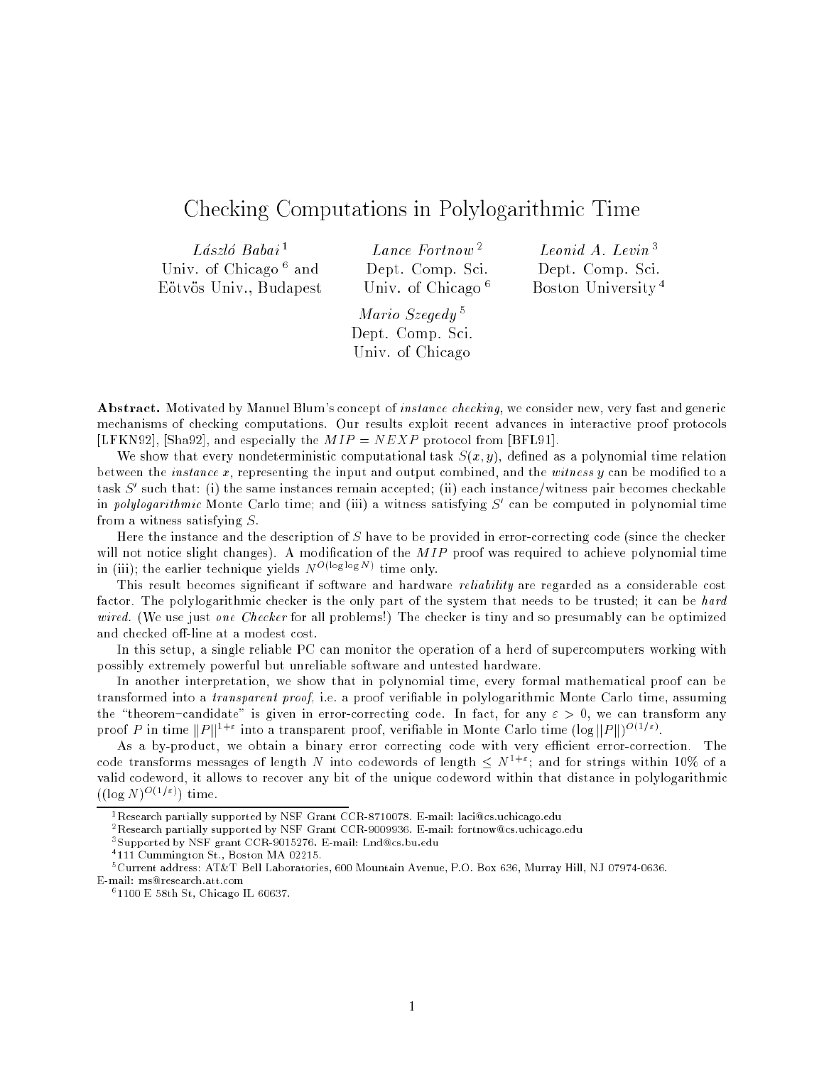# Checking Computations in Polylogarithmic Time

*László Babai* [1]
Univ. of Chicago [6] and
Eötvös Univ., Budapest

*Lance Fortnow* [2]
Dept. Comp. Sci.
Univ. of Chicago [6]

*Leonid A. Levin* [3]
Dept. Comp. Sci.
Boston University [4]

*Mario Szegedy* [5]
Dept. Comp. Sci.
Univ. of Chicago

**Abstract.** Motivated by Manuel Blum's concept of *instance checking*, we consider new, very fast and generic mechanisms of checking computations. Our results exploit recent advances in interactive proof protocols [LFKN92], [Sha92], and especially the $MIP = NEXP$ protocol from [BFL91].

We show that every nondeterministic computational task $S(x, y)$, defined as a polynomial time relation between the *instance* $x$, representing the input and output combined, and the *witness* $y$ can be modified to a task $S'$ such that: (i) the same instances remain accepted; (ii) each instance/witness pair becomes checkable in *polylogarithmic* Monte Carlo time; and (iii) a witness satisfying $S'$ can be computed in polynomial time from a witness satisfying $S$.

Here the instance and the description of $S$ have to be provided in error-correcting code (since the checker will not notice slight changes). A modification of the $MIP$ proof was required to achieve polynomial time in (iii); the earlier technique yields $N^{O(\log \log N)}$ time only.

This result becomes significant if software and hardware *reliability* are regarded as a considerable cost factor. The polylogarithmic checker is the only part of the system that needs to be trusted; it can be *hard wired.* (We use just *one Checker* for all problems!) The checker is tiny and so presumably can be optimized and checked off-line at a modest cost.

In this setup, a single reliable PC can monitor the operation of a herd of supercomputers working with possibly extremely powerful but unreliable software and untested hardware.

In another interpretation, we show that in polynomial time, every formal mathematical proof can be transformed into a *transparent proof,* i.e. a proof verifiable in polylogarithmic Monte Carlo time, assuming the "theorem–candidate" is given in error-correcting code. In fact, for any $\varepsilon > 0$, we can transform any proof $P$ in time $\|P\|^{1+\varepsilon}$ into a transparent proof, verifiable in Monte Carlo time $(\log \|P\|)^{O(1/\varepsilon)}$.

As a by-product, we obtain a binary error correcting code with very efficient error-correction. The code transforms messages of length $N$ into codewords of length $\leq N^{1+\varepsilon}$; and for strings within 10% of a valid codeword, it allows to recover any bit of the unique codeword within that distance in polylogarithmic ($(\log N)^{O(1/\varepsilon)}$) time.

---

[1] Research partially supported by NSF Grant CCR-8710078. E-mail: laci@cs.uchicago.edu

[2] Research partially supported by NSF Grant CCR-9009936. E-mail: fortnow@cs.uchicago.edu

[3] Supported by NSF grant CCR-9015276. E-mail: Lnd@cs.bu.edu

[4] 111 Cummington St., Boston MA 02215.

[5] Current address: AT&T Bell Laboratories, 600 Mountain Avenue, P.O. Box 636, Murray Hill, NJ 07974-0636. E-mail: ms@research.att.com

[6] 1100 E 58th St, Chicago IL 60637.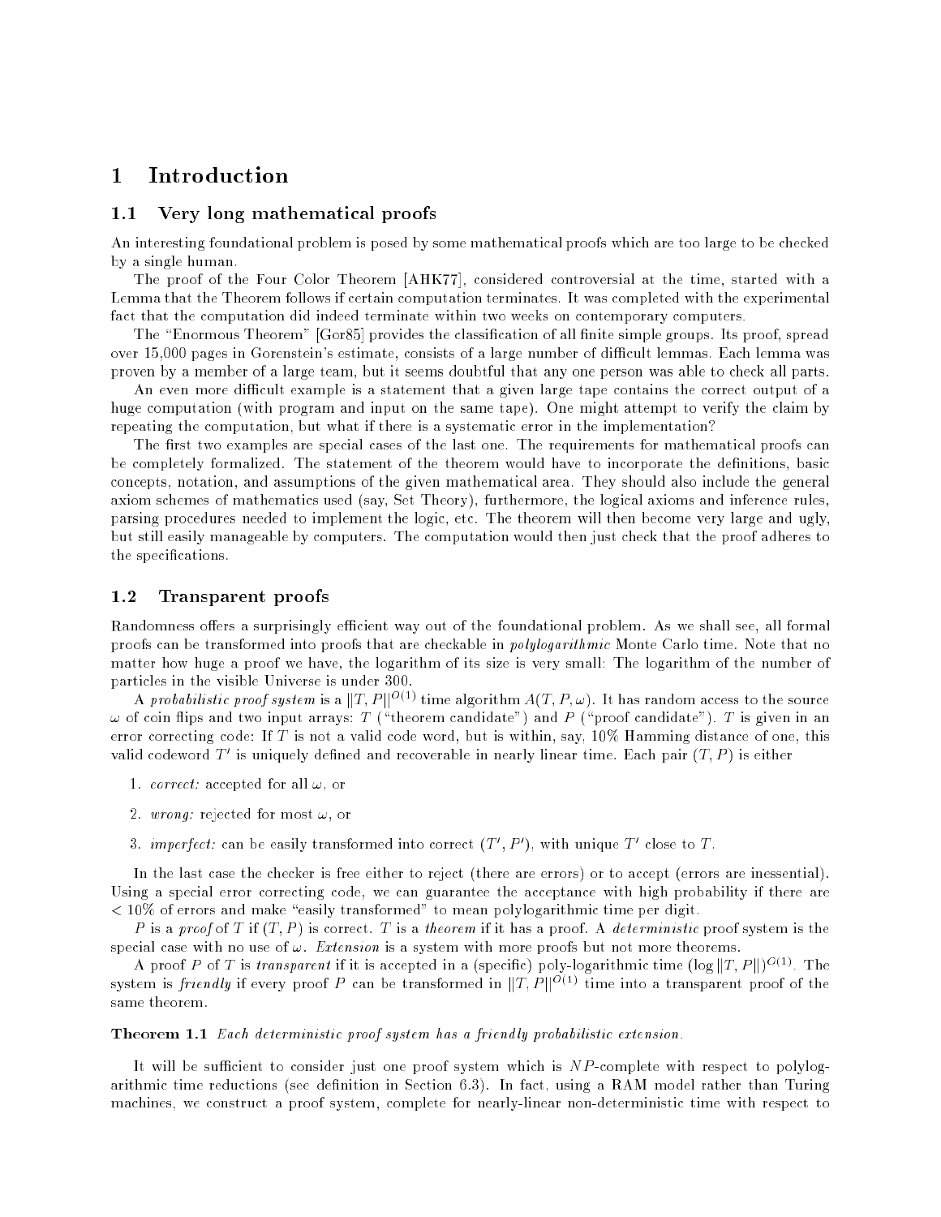# 1 Introduction

## 1.1 Very long mathematical proofs

An interesting foundational problem is posed by some mathematical proofs which are too large to be checked by a single human.

The proof of the Four Color Theorem [AHK77], considered controversial at the time, started with a Lemma that the Theorem follows if certain computation terminates. It was completed with the experimental fact that the computation did indeed terminate within two weeks on contemporary computers.

The "Enormous Theorem" [Gor85] provides the classification of all finite simple groups. Its proof, spread over 15,000 pages in Gorenstein's estimate, consists of a large number of difficult lemmas. Each lemma was proven by a member of a large team, but it seems doubtful that any one person was able to check all parts.

An even more difficult example is a statement that a given large tape contains the correct output of a huge computation (with program and input on the same tape). One might attempt to verify the claim by repeating the computation, but what if there is a systematic error in the implementation?

The first two examples are special cases of the last one. The requirements for mathematical proofs can be completely formalized. The statement of the theorem would have to incorporate the definitions, basic concepts, notation, and assumptions of the given mathematical area. They should also include the general axiom schemes of mathematics used (say, Set Theory), furthermore, the logical axioms and inference rules, parsing procedures needed to implement the logic, etc. The theorem will then become very large and ugly, but still easily manageable by computers. The computation would then just check that the proof adheres to the specifications.

## 1.2 Transparent proofs

Randomness offers a surprisingly efficient way out of the foundational problem. As we shall see, all formal proofs can be transformed into proofs that are checkable in *polylogarithmic* Monte Carlo time. Note that no matter how huge a proof we have, the logarithm of its size is very small: The logarithm of the number of particles in the visible Universe is under 300.

A *probabilistic proof system* is a $\|T,P\|^{O(1)}$ time algorithm $A(T,P,\omega)$. It has random access to the source $\omega$ of coin flips and two input arrays: $T$ ("theorem candidate") and $P$ ("proof candidate"). $T$ is given in an error correcting code: If $T$ is not a valid code word, but is within, say, 10% Hamming distance of one, this valid codeword $T'$ is uniquely defined and recoverable in nearly linear time. Each pair $(T,P)$ is either

1. *correct:* accepted for all $\omega$, or
2. *wrong:* rejected for most $\omega$, or
3. *imperfect:* can be easily transformed into correct $(T',P')$, with unique $T'$ close to $T$.

In the last case the checker is free either to reject (there are errors) or to accept (errors are inessential). Using a special error correcting code, we can guarantee the acceptance with high probability if there are $< 10\%$ of errors and make "easily transformed" to mean polylogarithmic time per digit.

$P$ is a *proof* of $T$ if $(T,P)$ is correct. $T$ is a *theorem* if it has a proof. A *deterministic* proof system is the special case with no use of $\omega$. *Extension* is a system with more proofs but not more theorems.

A proof $P$ of $T$ is *transparent* if it is accepted in a (specific) poly-logarithmic time $(\log\|T,P\|)^{O(1)}$. The system is *friendly* if every proof $P$ can be transformed in $\|T,P\|^{O(1)}$ time into a transparent proof of the same theorem.

**Theorem 1.1** *Each deterministic proof system has a friendly probabilistic extension.*

It will be sufficient to consider just one proof system which is $NP$-complete with respect to polylogarithmic time reductions (see definition in Section 6.3). In fact, using a RAM model rather than Turing machines, we construct a proof system, complete for nearly-linear non-deterministic time with respect to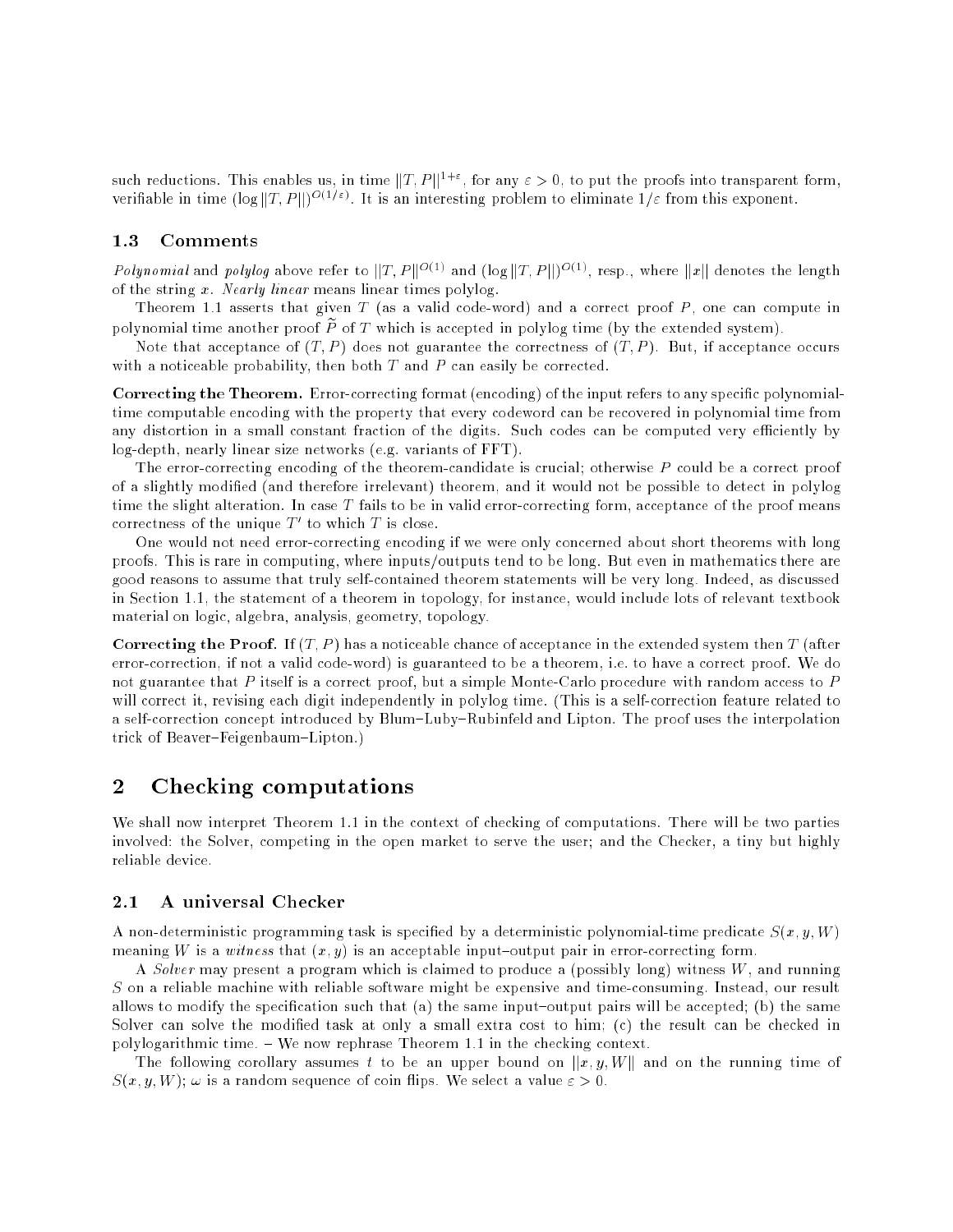such reductions. This enables us, in time $\|T, P\|^{1+\varepsilon}$, for any $\varepsilon > 0$, to put the proofs into transparent form, verifiable in time $(\log \|T, P\|)^{O(1/\varepsilon)}$. It is an interesting problem to eliminate $1/\varepsilon$ from this exponent.

### 1.3 Comments

*Polynomial* and *polylog* above refer to $\|T, P\|^{O(1)}$ and $(\log \|T, P\|)^{O(1)}$, resp., where $\|x\|$ denotes the length of the string $x$. *Nearly linear* means linear times polylog.

Theorem 1.1 asserts that given $T$ (as a valid code-word) and a correct proof $P$, one can compute in polynomial time another proof $\widetilde{P}$ of $T$ which is accepted in polylog time (by the extended system).

Note that acceptance of $(T, P)$ does not guarantee the correctness of $(T, P)$. But, if acceptance occurs with a noticeable probability, then both $T$ and $P$ can easily be corrected.

**Correcting the Theorem.** Error-correcting format (encoding) of the input refers to any specific polynomial-time computable encoding with the property that every codeword can be recovered in polynomial time from any distortion in a small constant fraction of the digits. Such codes can be computed very efficiently by log-depth, nearly linear size networks (e.g. variants of FFT).

The error-correcting encoding of the theorem-candidate is crucial; otherwise $P$ could be a correct proof of a slightly modified (and therefore irrelevant) theorem, and it would not be possible to detect in polylog time the slight alteration. In case $T$ fails to be in valid error-correcting form, acceptance of the proof means correctness of the unique $T'$ to which $T$ is close.

One would not need error-correcting encoding if we were only concerned about short theorems with long proofs. This is rare in computing, where inputs/outputs tend to be long. But even in mathematics there are good reasons to assume that truly self-contained theorem statements will be very long. Indeed, as discussed in Section 1.1, the statement of a theorem in topology, for instance, would include lots of relevant textbook material on logic, algebra, analysis, geometry, topology.

**Correcting the Proof.** If $(T, P)$ has a noticeable chance of acceptance in the extended system then $T$ (after error-correction, if not a valid code-word) is guaranteed to be a theorem, i.e. to have a correct proof. We do not guarantee that $P$ itself is a correct proof, but a simple Monte-Carlo procedure with random access to $P$ will correct it, revising each digit independently in polylog time. (This is a self-correction feature related to a self-correction concept introduced by Blum–Luby–Rubinfeld and Lipton. The proof uses the interpolation trick of Beaver–Feigenbaum–Lipton.)

## 2 Checking computations

We shall now interpret Theorem 1.1 in the context of checking of computations. There will be two parties involved: the Solver, competing in the open market to serve the user; and the Checker, a tiny but highly reliable device.

### 2.1 A universal Checker

A non-deterministic programming task is specified by a deterministic polynomial-time predicate $S(x, y, W)$ meaning $W$ is a *witness* that $(x, y)$ is an acceptable input–output pair in error-correcting form.

A *Solver* may present a program which is claimed to produce a (possibly long) witness $W$, and running $S$ on a reliable machine with reliable software might be expensive and time-consuming. Instead, our result allows to modify the specification such that (a) the same input–output pairs will be accepted; (b) the same Solver can solve the modified task at only a small extra cost to him; (c) the result can be checked in polylogarithmic time. – We now rephrase Theorem 1.1 in the checking context.

The following corollary assumes $t$ to be an upper bound on $\|x, y, W\|$ and on the running time of $S(x, y, W)$; $\omega$ is a random sequence of coin flips. We select a value $\varepsilon > 0$.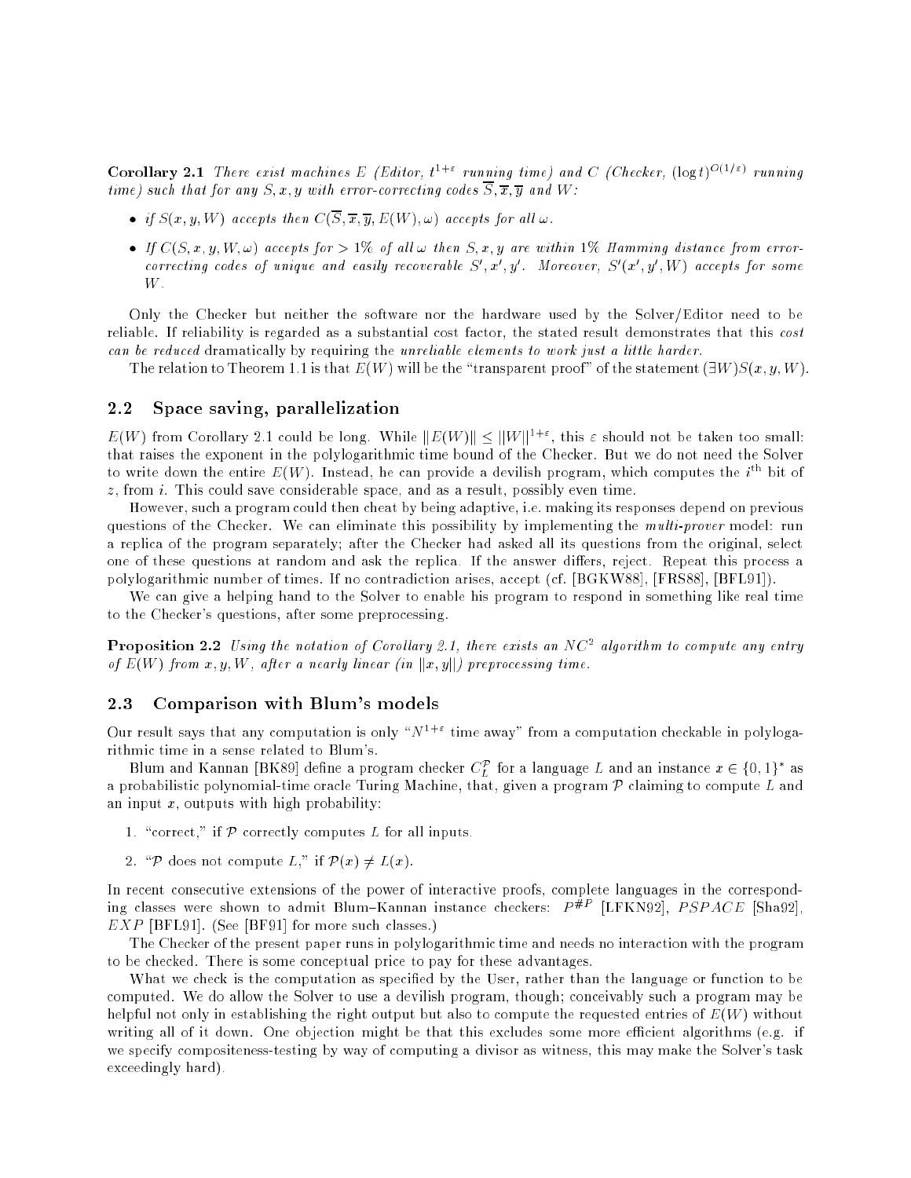**Corollary 2.1** *There exist machines $E$ (Editor, $t^{1+\varepsilon}$ running time) and $C$ (Checker, $(\log t)^{O(1/\varepsilon)}$ running time) such that for any $S, x, y$ with error-correcting codes $\overline{S}, \overline{x}, \overline{y}$ and $W$:*

- *if $S(x, y, W)$ accepts then $C(\overline{S}, \overline{x}, \overline{y}, E(W), \omega)$ accepts for all $\omega$.*
- *If $C(S, x, y, W, \omega)$ accepts for $> 1\%$ of all $\omega$ then $S, x, y$ are within $1\%$ Hamming distance from error-correcting codes of unique and easily recoverable $S', x', y'$. Moreover, $S'(x', y', W)$ accepts for some $W$.*

Only the Checker but neither the software nor the hardware used by the Solver/Editor need to be reliable. If reliability is regarded as a substantial cost factor, the stated result demonstrates that this *cost can be reduced* dramatically by requiring the *unreliable elements to work just a little harder.*

The relation to Theorem 1.1 is that $E(W)$ will be the "transparent proof" of the statement $(\exists W)S(x, y, W)$.

## 2.2 Space saving, parallelization

$E(W)$ from Corollary 2.1 could be long. While $\|E(W)\| \leq \|W\|^{1+\varepsilon}$, this $\varepsilon$ should not be taken too small: that raises the exponent in the polylogarithmic time bound of the Checker. But we do not need the Solver to write down the entire $E(W)$. Instead, he can provide a devilish program, which computes the $i^{\text{th}}$ bit of $z$, from $i$. This could save considerable space, and as a result, possibly even time.

However, such a program could then cheat by being adaptive, i.e. making its responses depend on previous questions of the Checker. We can eliminate this possibility by implementing the *multi-prover* model: run a replica of the program separately; after the Checker had asked all its questions from the original, select one of these questions at random and ask the replica. If the answer differs, reject. Repeat this process a polylogarithmic number of times. If no contradiction arises, accept (cf. [BGKW88], [FRS88], [BFL91]).

We can give a helping hand to the Solver to enable his program to respond in something like real time to the Checker's questions, after some preprocessing.

**Proposition 2.2** *Using the notation of Corollary 2.1, there exists an $NC^2$ algorithm to compute any entry of $E(W)$ from $x, y, W$, after a nearly linear (in $\|x, y\|$) preprocessing time.*

## 2.3 Comparison with Blum's models

Our result says that any computation is only "$N^{1+\varepsilon}$ time away" from a computation checkable in polylogarithmic time in a sense related to Blum's.

Blum and Kannan [BK89] define a program checker $C_L^{\mathcal{P}}$ for a language $L$ and an instance $x \in \{0,1\}^*$ as a probabilistic polynomial-time oracle Turing Machine, that, given a program $\mathcal{P}$ claiming to compute $L$ and an input $x$, outputs with high probability:

1. "correct," if $\mathcal{P}$ correctly computes $L$ for all inputs.
2. "$\mathcal{P}$ does not compute $L$," if $\mathcal{P}(x) \neq L(x)$.

In recent consecutive extensions of the power of interactive proofs, complete languages in the corresponding classes were shown to admit Blum–Kannan instance checkers: $P^{\#P}$ [LFKN92], $PSPACE$ [Sha92], $EXP$ [BFL91]. (See [BF91] for more such classes.)

The Checker of the present paper runs in polylogarithmic time and needs no interaction with the program to be checked. There is some conceptual price to pay for these advantages.

What we check is the computation as specified by the User, rather than the language or function to be computed. We do allow the Solver to use a devilish program, though; conceivably such a program may be helpful not only in establishing the right output but also to compute the requested entries of $E(W)$ without writing all of it down. One objection might be that this excludes some more efficient algorithms (e.g. if we specify compositeness-testing by way of computing a divisor as witness, this may make the Solver's task exceedingly hard).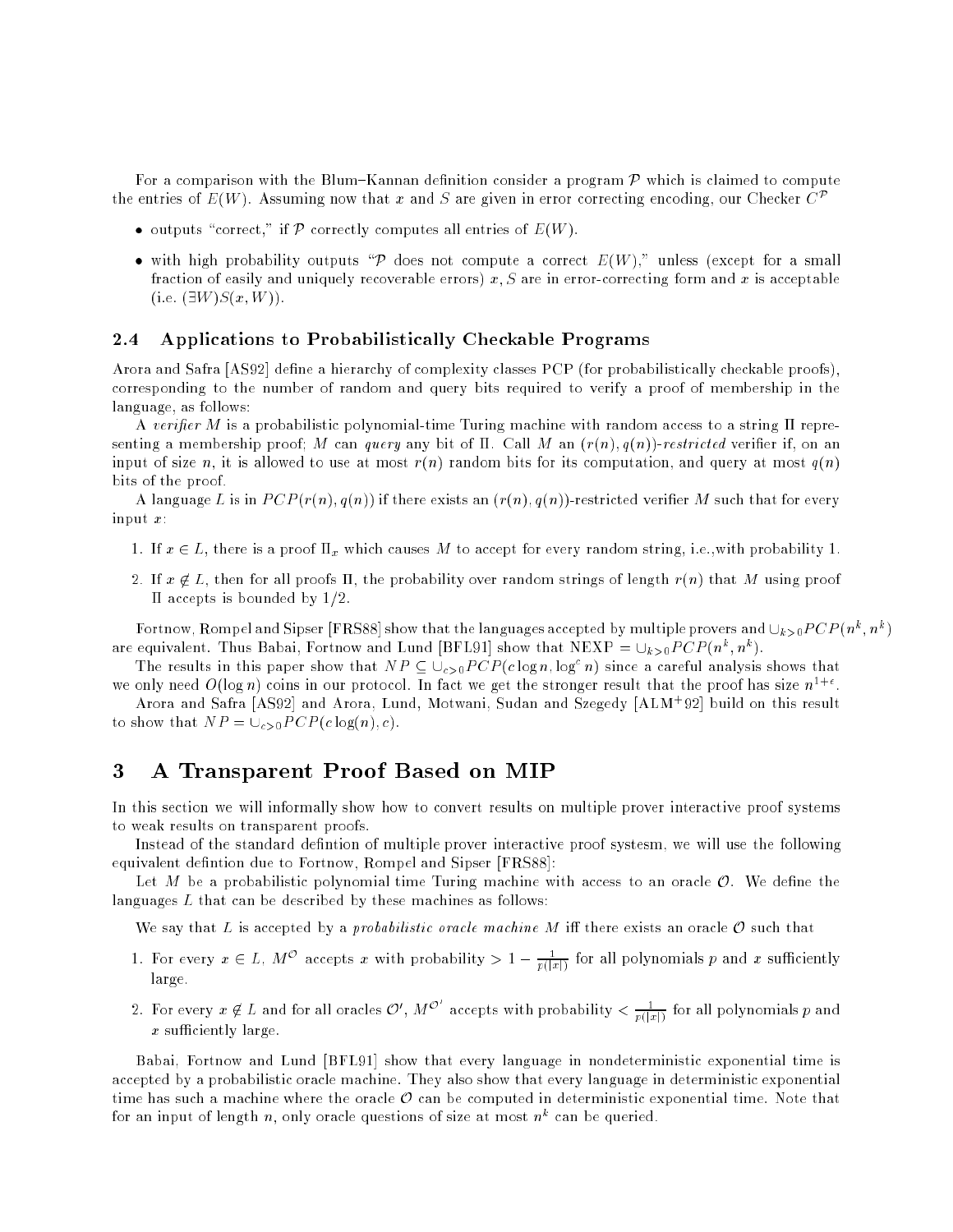For a comparison with the Blum–Kannan definition consider a program $\mathcal{P}$ which is claimed to compute the entries of $E(W)$. Assuming now that $x$ and $S$ are given in error correcting encoding, our Checker $C^{\mathcal{P}}$

- outputs "correct," if $\mathcal{P}$ correctly computes all entries of $E(W)$.
- with high probability outputs "$\mathcal{P}$ does not compute a correct $E(W)$," unless (except for a small fraction of easily and uniquely recoverable errors) $x, S$ are in error-correcting form and $x$ is acceptable (i.e. $(\exists W)S(x, W)$).

### 2.4 Applications to Probabilistically Checkable Programs

Arora and Safra [AS92] define a hierarchy of complexity classes PCP (for probabilistically checkable proofs), corresponding to the number of random and query bits required to verify a proof of membership in the language, as follows:

A *verifier* $M$ is a probabilistic polynomial-time Turing machine with random access to a string $\Pi$ representing a membership proof; $M$ can *query* any bit of $\Pi$. Call $M$ an $(r(n), q(n))$-*restricted* verifier if, on an input of size $n$, it is allowed to use at most $r(n)$ random bits for its computation, and query at most $q(n)$ bits of the proof.

A language $L$ is in $PCP(r(n), q(n))$ if there exists an $(r(n), q(n))$-restricted verifier $M$ such that for every input $x$:

1. If $x \in L$, there is a proof $\Pi_x$ which causes $M$ to accept for every random string, i.e.,with probability 1.
2. If $x \notin L$, then for all proofs $\Pi$, the probability over random strings of length $r(n)$ that $M$ using proof $\Pi$ accepts is bounded by 1/2.

Fortnow, Rompel and Sipser [FRS88] show that the languages accepted by multiple provers and $\cup_{k>0}PCP(n^k, n^k)$ are equivalent. Thus Babai, Fortnow and Lund [BFL91] show that NEXP $= \cup_{k>0}PCP(n^k, n^k)$.

The results in this paper show that $NP \subseteq \cup_{c>0}PCP(c \log n, \log^c n)$ since a careful analysis shows that we only need $O(\log n)$ coins in our protocol. In fact we get the stronger result that the proof has size $n^{1+\epsilon}$.

Arora and Safra [AS92] and Arora, Lund, Motwani, Sudan and Szegedy [ALM+92] build on this result to show that $NP = \cup_{c>0}PCP(c\log(n), c)$.

## 3 A Transparent Proof Based on MIP

In this section we will informally show how to convert results on multiple prover interactive proof systems to weak results on transparent proofs.

Instead of the standard defintion of multiple prover interactive proof systesm, we will use the following equivalent defintion due to Fortnow, Rompel and Sipser [FRS88]:

Let $M$ be a probabilistic polynomial time Turing machine with access to an oracle $\mathcal{O}$. We define the languages $L$ that can be described by these machines as follows:

We say that $L$ is accepted by a *probabilistic oracle machine* $M$ iff there exists an oracle $\mathcal{O}$ such that

1. For every $x \in L$, $M^{\mathcal{O}}$ accepts $x$ with probability $> 1 - \frac{1}{p(|x|)}$ for all polynomials $p$ and $x$ sufficiently large.
2. For every $x \notin L$ and for all oracles $\mathcal{O}'$, $M^{\mathcal{O}'}$ accepts with probability $< \frac{1}{p(|x|)}$ for all polynomials $p$ and $x$ sufficiently large.

Babai, Fortnow and Lund [BFL91] show that every language in nondeterministic exponential time is accepted by a probabilistic oracle machine. They also show that every language in deterministic exponential time has such a machine where the oracle $\mathcal{O}$ can be computed in deterministic exponential time. Note that for an input of length $n$, only oracle questions of size at most $n^k$ can be queried.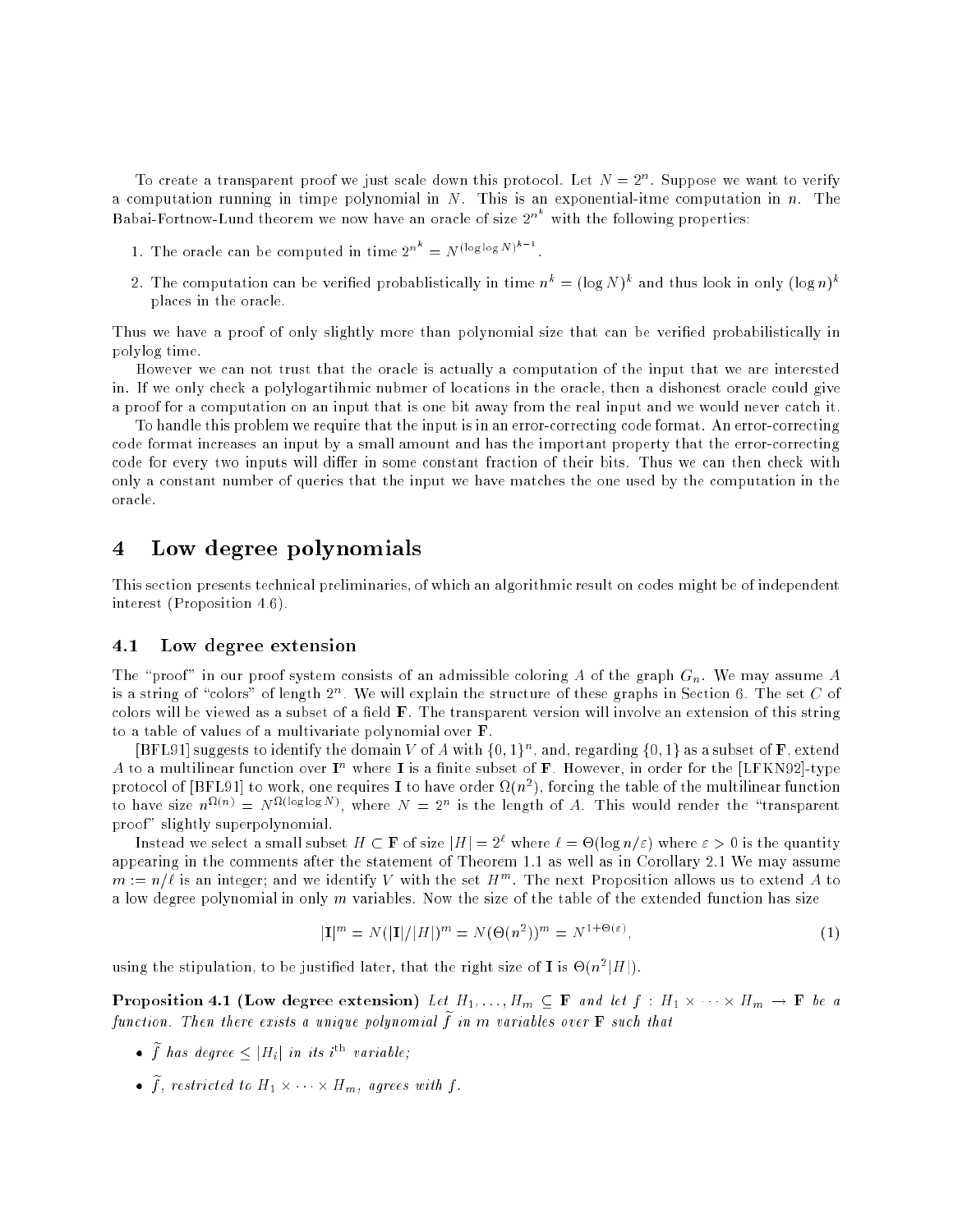To create a transparent proof we just scale down this protocol. Let $N = 2^n$. Suppose we want to verify a computation running in timpe polynomial in $N$. This is an exponential-itme computation in $n$. The Babai-Fortnow-Lund theorem we now have an oracle of size $2^{n^k}$ with the following properties:

1. The oracle can be computed in time $2^{n^k} = N^{(\log\log N)^{k-1}}$.
2. The computation can be verified probablistically in time $n^k = (\log N)^k$ and thus look in only $(\log n)^k$ places in the oracle.

Thus we have a proof of only slightly more than polynomial size that can be verified probabilistically in polylog time.

However we can not trust that the oracle is actually a computation of the input that we are interested in. If we only check a polylogartihmic nubmer of locations in the oracle, then a dishonest oracle could give a proof for a computation on an input that is one bit away from the real input and we would never catch it.

To handle this problem we require that the input is in an error-correcting code format. An error-correcting code format increases an input by a small amount and has the important property that the error-correcting code for every two inputs will differ in some constant fraction of their bits. Thus we can then check with only a constant number of queries that the input we have matches the one used by the computation in the oracle.

# 4 Low degree polynomials

This section presents technical preliminaries, of which an algorithmic result on codes might be of independent interest (Proposition 4.6).

## 4.1 Low degree extension

The "proof" in our proof system consists of an admissible coloring $A$ of the graph $G_n$. We may assume $A$ is a string of "colors" of length $2^n$. We will explain the structure of these graphs in Section 6. The set $C$ of colors will be viewed as a subset of a field $\mathbf{F}$. The transparent version will involve an extension of this string to a table of values of a multivariate polynomial over $\mathbf{F}$.

[BFL91] suggests to identify the domain $V$ of $A$ with $\{0,1\}^n$, and, regarding $\{0,1\}$ as a subset of $\mathbf{F}$, extend $A$ to a multilinear function over $\mathbf{I}^n$ where $\mathbf{I}$ is a finite subset of $\mathbf{F}$. However, in order for the [LFKN92]-type protocol of [BFL91] to work, one requires $\mathbf{I}$ to have order $\Omega(n^2)$, forcing the table of the multilinear function to have size $n^{\Omega(n)} = N^{\Omega(\log\log N)}$, where $N = 2^n$ is the length of $A$. This would render the "transparent proof" slightly superpolynomial.

Instead we select a small subset $H \subset \mathbf{F}$ of size $|H| = 2^\ell$ where $\ell = \Theta(\log n/\varepsilon)$ where $\varepsilon > 0$ is the quantity appearing in the comments after the statement of Theorem 1.1 as well as in Corollary 2.1 We may assume $m := n/\ell$ is an integer; and we identify $V$ with the set $H^m$. The next Proposition allows us to extend $A$ to a low degree polynomial in only $m$ variables. Now the size of the table of the extended function has size

$$|\mathbf{I}|^m = N(|\mathbf{I}|/|H|)^m = N(\Theta(n^2))^m = N^{1+\Theta(\varepsilon)}, \tag{1}$$

using the stipulation, to be justified later, that the right size of $\mathbf{I}$ is $\Theta(n^2|H|)$.

**Proposition 4.1 (Low degree extension)** *Let $H_1, \dots, H_m \subseteq \mathbf{F}$ and let $f : H_1 \times \cdots \times H_m \to \mathbf{F}$ be a function. Then there exists a unique polynomial $\widetilde{f}$ in $m$ variables over $\mathbf{F}$ such that*

- *$\widetilde{f}$ has degree $\le |H_i|$ in its $i^{\text{th}}$ variable;*
- *$\widetilde{f}$, restricted to $H_1 \times \cdots \times H_m$, agrees with $f$.*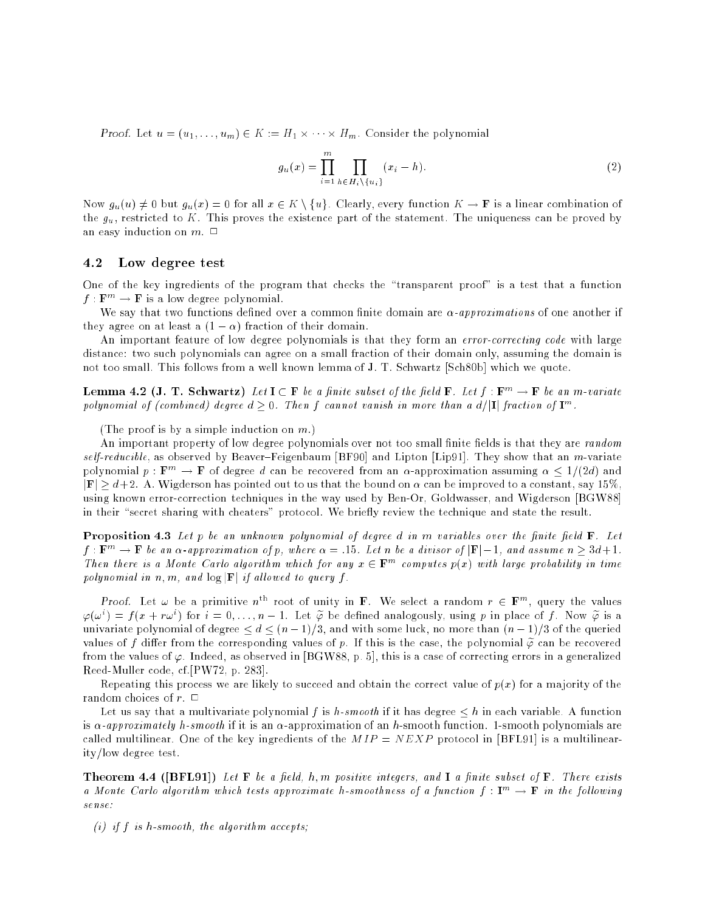*Proof.* Let $u = (u_1, \ldots, u_m) \in K := H_1 \times \cdots \times H_m$. Consider the polynomial

$$g_u(x) = \prod_{i=1}^{m} \prod_{h \in H_i \setminus \{u_i\}} (x_i - h). \tag{2}$$

Now $g_u(u) \neq 0$ but $g_u(x) = 0$ for all $x \in K \setminus \{u\}$. Clearly, every function $K \to \mathbf{F}$ is a linear combination of the $g_u$, restricted to $K$. This proves the existence part of the statement. The uniqueness can be proved by an easy induction on $m$. □

## 4.2 Low degree test

One of the key ingredients of the program that checks the "transparent proof" is a test that a function $f : \mathbf{F}^m \to \mathbf{F}$ is a low degree polynomial.

We say that two functions defined over a common finite domain are *$\alpha$-approximations* of one another if they agree on at least a $(1 - \alpha)$ fraction of their domain.

An important feature of low degree polynomials is that they form an *error-correcting code* with large distance: two such polynomials can agree on a small fraction of their domain only, assuming the domain is not too small. This follows from a well known lemma of J. T. Schwartz [Sch80b] which we quote.

**Lemma 4.2 (J. T. Schwartz)** *Let $\mathbf{I} \subset \mathbf{F}$ be a finite subset of the field $\mathbf{F}$. Let $f : \mathbf{F}^m \to \mathbf{F}$ be an $m$-variate polynomial of (combined) degree $d \geq 0$. Then $f$ cannot vanish in more than a $d/|\mathbf{I}|$ fraction of $\mathbf{I}^m$.*

(The proof is by a simple induction on $m$.)

An important property of low degree polynomials over not too small finite fields is that they are *random self-reducible*, as observed by Beaver–Feigenbaum [BF90] and Lipton [Lip91]. They show that an $m$-variate polynomial $p : \mathbf{F}^m \to \mathbf{F}$ of degree $d$ can be recovered from an $\alpha$-approximation assuming $\alpha \leq 1/(2d)$ and $|\mathbf{F}| \geq d+2$. A. Wigderson has pointed out to us that the bound on $\alpha$ can be improved to a constant, say 15%, using known error-correction techniques in the way used by Ben-Or, Goldwasser, and Wigderson [BGW88] in their "secret sharing with cheaters" protocol. We briefly review the technique and state the result.

**Proposition 4.3** *Let $p$ be an unknown polynomial of degree $d$ in $m$ variables over the finite field $\mathbf{F}$. Let $f : \mathbf{F}^m \to \mathbf{F}$ be an $\alpha$-approximation of $p$, where $\alpha = .15$. Let $n$ be a divisor of $|\mathbf{F}| - 1$, and assume $n \geq 3d+1$. Then there is a Monte Carlo algorithm which for any $x \in \mathbf{F}^m$ computes $p(x)$ with large probability in time polynomial in $n, m$, and $\log |\mathbf{F}|$ if allowed to query $f$.*

*Proof.* Let $\omega$ be a primitive $n^{\text{th}}$ root of unity in $\mathbf{F}$. We select a random $r \in \mathbf{F}^m$, query the values $\varphi(\omega^i) = f(x + r\omega^i)$ for $i = 0, \ldots, n-1$. Let $\widetilde{\varphi}$ be defined analogously, using $p$ in place of $f$. Now $\widetilde{\varphi}$ is a univariate polynomial of degree $\leq d \leq (n-1)/3$, and with some luck, no more than $(n-1)/3$ of the queried values of $f$ differ from the corresponding values of $p$. If this is the case, the polynomial $\widetilde{\varphi}$ can be recovered from the values of $\varphi$. Indeed, as observed in [BGW88, p. 5], this is a case of correcting errors in a generalized Reed-Muller code, cf.[PW72, p. 283].

Repeating this process we are likely to succeed and obtain the correct value of $p(x)$ for a majority of the random choices of $r$. □

Let us say that a multivariate polynomial $f$ is *$h$-smooth* if it has degree $\leq h$ in each variable. A function is *$\alpha$-approximately $h$-smooth* if it is an $\alpha$-approximation of an $h$-smooth function. 1-smooth polynomials are called multilinear. One of the key ingredients of the $MIP = NEXP$ protocol in [BFL91] is a multilinearity/low degree test.

**Theorem 4.4 ([BFL91])** *Let $\mathbf{F}$ be a field, $h, m$ positive integers, and $\mathbf{I}$ a finite subset of $\mathbf{F}$. There exists a Monte Carlo algorithm which tests approximate $h$-smoothness of a function $f : \mathbf{I}^m \to \mathbf{F}$ in the following sense:*

*(i) if $f$ is $h$-smooth, the algorithm accepts;*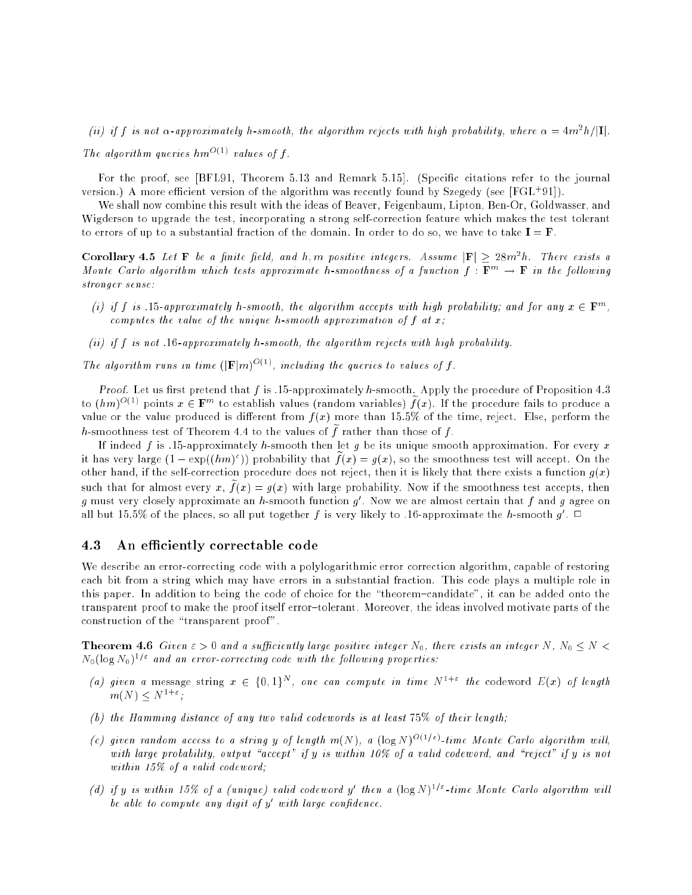*(ii) if $f$ is not $\alpha$-approximately $h$-smooth, the algorithm rejects with high probability, where $\alpha = 4m^2h/|\mathbf{I}|$.*

*The algorithm queries $hm^{O(1)}$ values of $f$.*

For the proof, see [BFL91, Theorem 5.13 and Remark 5.15]. (Specific citations refer to the journal version.) A more efficient version of the algorithm was recently found by Szegedy (see [FGL+91]).

We shall now combine this result with the ideas of Beaver, Feigenbaum, Lipton, Ben-Or, Goldwasser, and Wigderson to upgrade the test, incorporating a strong self-correction feature which makes the test tolerant to errors of up to a substantial fraction of the domain. In order to do so, we have to take $\mathbf{I} = \mathbf{F}$.

**Corollary 4.5** *Let $\mathbf{F}$ be a finite field, and $h, m$ positive integers. Assume $|\mathbf{F}| \geq 28m^2h$. There exists a Monte Carlo algorithm which tests approximate $h$-smoothness of a function $f : \mathbf{F}^m \to \mathbf{F}$ in the following stronger sense:*

*(i) if $f$ is .15-approximately $h$-smooth, the algorithm accepts with high probability; and for any $x \in \mathbf{F}^m$, computes the value of the unique $h$-smooth approximation of $f$ at $x$;*

*(ii) if $f$ is not .16-approximately $h$-smooth, the algorithm rejects with high probability.*

*The algorithm runs in time $(|\mathbf{F}|m)^{O(1)}$, including the queries to values of $f$.*

*Proof.* Let us first pretend that $f$ is .15-approximately $h$-smooth. Apply the procedure of Proposition 4.3 to $(hm)^{O(1)}$ points $x \in \mathbf{F}^m$ to establish values (random variables) $\widetilde{f}(x)$. If the procedure fails to produce a value or the value produced is different from $f(x)$ more than 15.5% of the time, reject. Else, perform the $h$-smoothness test of Theorem 4.4 to the values of $\widetilde{f}$ rather than those of $f$.

If indeed $f$ is .15-approximately $h$-smooth then let $g$ be its unique smooth approximation. For every $x$ it has very large $(1 - \exp((hm)^c))$ probability that $\widetilde{f}(x) = g(x)$, so the smoothness test will accept. On the other hand, if the self-correction procedure does not reject, then it is likely that there exists a function $g(x)$ such that for almost every $x$, $\widetilde{f}(x) = g(x)$ with large probability. Now if the smoothness test accepts, then $g$ must very closely approximate an $h$-smooth function $g'$. Now we are almost certain that $f$ and $g$ agree on all but 15.5% of the places, so all put together $f$ is very likely to .16-approximate the $h$-smooth $g'$. □

### 4.3 An efficiently correctable code

We describe an error-correcting code with a polylogarithmic error correction algorithm, capable of restoring each bit from a string which may have errors in a substantial fraction. This code plays a multiple role in this paper. In addition to being the code of choice for the "theorem–candidate", it can be added onto the transparent proof to make the proof itself error–tolerant. Moreover, the ideas involved motivate parts of the construction of the "transparent proof".

**Theorem 4.6** *Given $\varepsilon > 0$ and a sufficiently large positive integer $N_0$, there exists an integer $N$, $N_0 \leq N < N_0(\log N_0)^{1/\varepsilon}$ and an error-correcting code with the following properties:*

*(a) given a* message *string $x \in \{0,1\}^N$, one can compute in time $N^{1+\varepsilon}$ the* codeword *$E(x)$ of length $m(N) \leq N^{1+\varepsilon}$;*

*(b) the Hamming distance of any two valid codewords is at least 75% of their length;*

*(c) given random access to a string $y$ of length $m(N)$, a $(\log N)^{O(1/\varepsilon)}$-time Monte Carlo algorithm will, with large probability, output "accept" if $y$ is within 10% of a valid codeword, and "reject" if $y$ is not within 15% of a valid codeword;*

*(d) if $y$ is within 15% of a (unique) valid codeword $y'$ then a $(\log N)^{1/\varepsilon}$-time Monte Carlo algorithm will be able to compute any digit of $y'$ with large confidence.*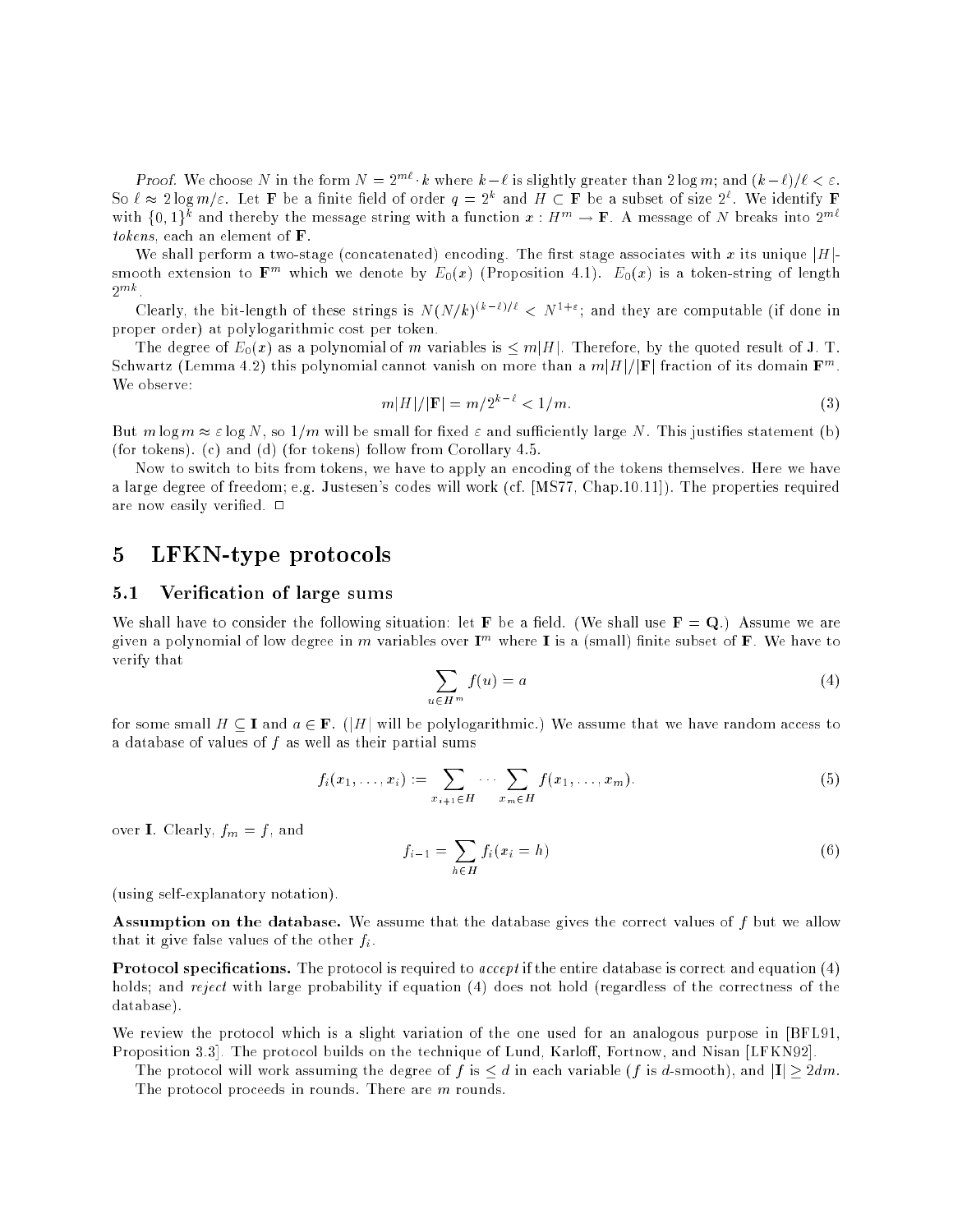*Proof.* We choose $N$ in the form $N = 2^{m\ell} \cdot k$ where $k - \ell$ is slightly greater than $2 \log m$; and $(k-\ell)/\ell < \varepsilon$. So $\ell \approx 2 \log m/\varepsilon$. Let $\mathbf{F}$ be a finite field of order $q = 2^k$ and $H \subset \mathbf{F}$ be a subset of size $2^\ell$. We identify $\mathbf{F}$ with $\{0,1\}^k$ and thereby the message string with a function $x : H^m \to \mathbf{F}$. A message of $N$ breaks into $2^{m\ell}$ *tokens*, each an element of $\mathbf{F}$.

We shall perform a two-stage (concatenated) encoding. The first stage associates with $x$ its unique $|H|$-smooth extension to $\mathbf{F}^m$ which we denote by $E_0(x)$ (Proposition 4.1). $E_0(x)$ is a token-string of length $2^{mk}$.

Clearly, the bit-length of these strings is $N(N/k)^{(k-\ell)/\ell} < N^{1+\varepsilon}$; and they are computable (if done in proper order) at polylogarithmic cost per token.

The degree of $E_0(x)$ as a polynomial of $m$ variables is $\leq m|H|$. Therefore, by the quoted result of J. T. Schwartz (Lemma 4.2) this polynomial cannot vanish on more than a $m|H|/|\mathbf{F}|$ fraction of its domain $\mathbf{F}^m$. We observe:

$$m|H|/|\mathbf{F}| = m/2^{k-\ell} < 1/m. \tag{3}$$

But $m \log m \approx \varepsilon \log N$, so $1/m$ will be small for fixed $\varepsilon$ and sufficiently large $N$. This justifies statement (b) (for tokens). (c) and (d) (for tokens) follow from Corollary 4.5.

Now to switch to bits from tokens, we have to apply an encoding of the tokens themselves. Here we have a large degree of freedom; e.g. Justesen's codes will work (cf. [MS77, Chap.10.11]). The properties required are now easily verified. □

# 5 LFKN-type protocols

## 5.1 Verification of large sums

We shall have to consider the following situation: let $\mathbf{F}$ be a field. (We shall use $\mathbf{F} = \mathbf{Q}$.) Assume we are given a polynomial of low degree in $m$ variables over $\mathbf{I}^m$ where $\mathbf{I}$ is a (small) finite subset of $\mathbf{F}$. We have to verify that

$$\sum_{u \in H^m} f(u) = a \tag{4}$$

for some small $H \subseteq \mathbf{I}$ and $a \in \mathbf{F}$. ($|H|$ will be polylogarithmic.) We assume that we have random access to a database of values of $f$ as well as their partial sums

$$f_i(x_1, \ldots, x_i) := \sum_{x_{i+1} \in H} \cdots \sum_{x_m \in H} f(x_1, \ldots, x_m). \tag{5}$$

over $\mathbf{I}$. Clearly, $f_m = f$, and

$$f_{i-1} = \sum_{h \in H} f_i(x_i = h) \tag{6}$$

(using self-explanatory notation).

**Assumption on the database.** We assume that the database gives the correct values of $f$ but we allow that it give false values of the other $f_i$.

**Protocol specifications.** The protocol is required to *accept* if the entire database is correct and equation (4) holds; and *reject* with large probability if equation (4) does not hold (regardless of the correctness of the database).

We review the protocol which is a slight variation of the one used for an analogous purpose in [BFL91, Proposition 3.3]. The protocol builds on the technique of Lund, Karloff, Fortnow, and Nisan [LFKN92].

The protocol will work assuming the degree of $f$ is $\leq d$ in each variable ($f$ is $d$-smooth), and $|\mathbf{I}| \geq 2dm$.

The protocol proceeds in rounds. There are $m$ rounds.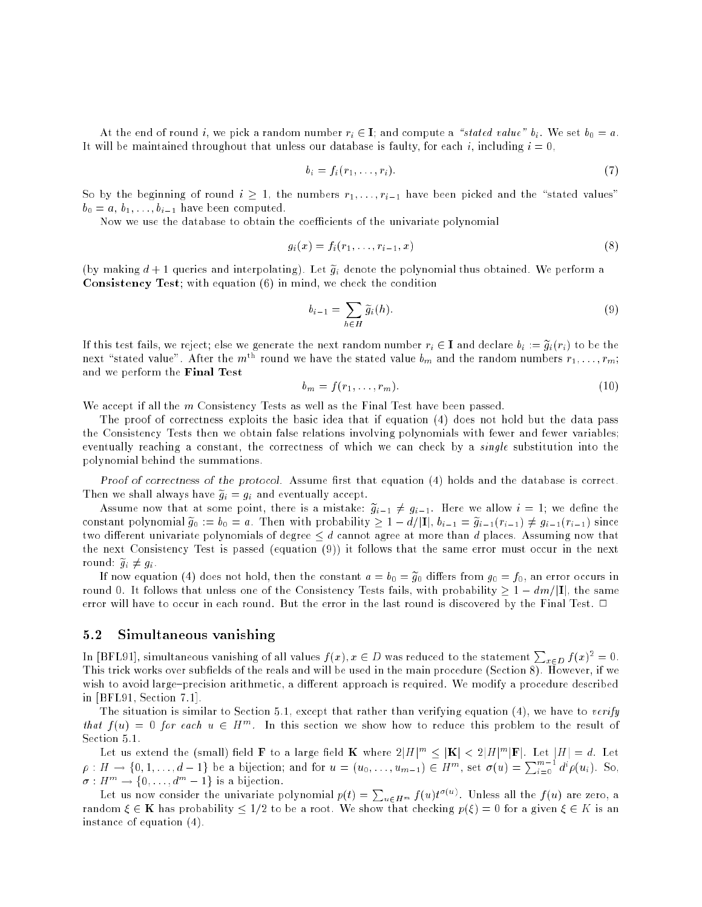At the end of round $i$, we pick a random number $r_i \in \mathbf{I}$; and compute a *"stated value"* $b_i$. We set $b_0 = a$. It will be maintained throughout that unless our database is faulty, for each $i$, including $i = 0$,

$$b_i = f_i(r_1, \ldots, r_i). \tag{7}$$

So by the beginning of round $i \geq 1$, the numbers $r_1, \ldots, r_{i-1}$ have been picked and the "stated values" $b_0 = a, b_1, \ldots, b_{i-1}$ have been computed.

Now we use the database to obtain the coefficients of the univariate polynomial

$$g_i(x) = f_i(r_1, \ldots, r_{i-1}, x) \tag{8}$$

(by making $d+1$ queries and interpolating). Let $\widetilde{g}_i$ denote the polynomial thus obtained. We perform a **Consistency Test**; with equation (6) in mind, we check the condition

$$b_{i-1} = \sum_{h \in H} \widetilde{g}_i(h). \tag{9}$$

If this test fails, we reject; else we generate the next random number $r_i \in \mathbf{I}$ and declare $b_i := \widetilde{g}_i(r_i)$ to be the next "stated value". After the $m^{\text{th}}$ round we have the stated value $b_m$ and the random numbers $r_1, \ldots, r_m$; and we perform the **Final Test**

$$b_m = f(r_1, \ldots, r_m). \tag{10}$$

We accept if all the $m$ Consistency Tests as well as the Final Test have been passed.

The proof of correctness exploits the basic idea that if equation (4) does not hold but the data pass the Consistency Tests then we obtain false relations involving polynomials with fewer and fewer variables; eventually reaching a constant, the correctness of which we can check by a *single* substitution into the polynomial behind the summations.

*Proof of correctness of the protocol.* Assume first that equation (4) holds and the database is correct. Then we shall always have $\widetilde{g}_i = g_i$ and eventually accept.

Assume now that at some point, there is a mistake: $\widetilde{g}_{i-1} \neq g_{i-1}$. Here we allow $i = 1$; we define the constant polynomial $\widetilde{g}_0 := b_0 = a$. Then with probability $\geq 1 - d/|\mathbf{I}|$, $b_{i-1} = \widetilde{g}_{i-1}(r_{i-1}) \neq g_{i-1}(r_{i-1})$ since two different univariate polynomials of degree $\leq d$ cannot agree at more than $d$ places. Assuming now that the next Consistency Test is passed (equation (9)) it follows that the same error must occur in the next round: $\widetilde{g}_i \neq g_i$.

If now equation (4) does not hold, then the constant $a = b_0 = \widetilde{g}_0$ differs from $g_0 = f_0$, an error occurs in round 0. It follows that unless one of the Consistency Tests fails, with probability $\geq 1 - dm/|\mathbf{I}|$, the same error will have to occur in each round. But the error in the last round is discovered by the Final Test. $\square$

## 5.2 Simultaneous vanishing

In [BFL91], simultaneous vanishing of all values $f(x), x \in D$ was reduced to the statement $\sum_{x \in D} f(x)^2 = 0$. This trick works over subfields of the reals and will be used in the main procedure (Section 8). However, if we wish to avoid large–precision arithmetic, a different approach is required. We modify a procedure described in [BFL91, Section 7.1].

The situation is similar to Section 5.1, except that rather than verifying equation (4), we have to *verify that $f(u) = 0$ for each $u \in H^m$.* In this section we show how to reduce this problem to the result of Section 5.1.

Let us extend the (small) field $\mathbf{F}$ to a large field $\mathbf{K}$ where $2|H|^m \leq |\mathbf{K}| < 2|H|^m|\mathbf{F}|$. Let $|H| = d$. Let $\rho : H \to \{0, 1, \ldots, d-1\}$ be a bijection; and for $u = (u_0, \ldots, u_{m-1}) \in H^m$, set $\sigma(u) = \sum_{i=0}^{m-1} d^i \rho(u_i)$. So, $\sigma : H^m \to \{0, \ldots, d^m - 1\}$ is a bijection.

Let us now consider the univariate polynomial $p(t) = \sum_{u \in H^m} f(u) t^{\sigma(u)}$. Unless all the $f(u)$ are zero, a random $\xi \in \mathbf{K}$ has probability $\leq 1/2$ to be a root. We show that checking $p(\xi) = 0$ for a given $\xi \in K$ is an instance of equation (4).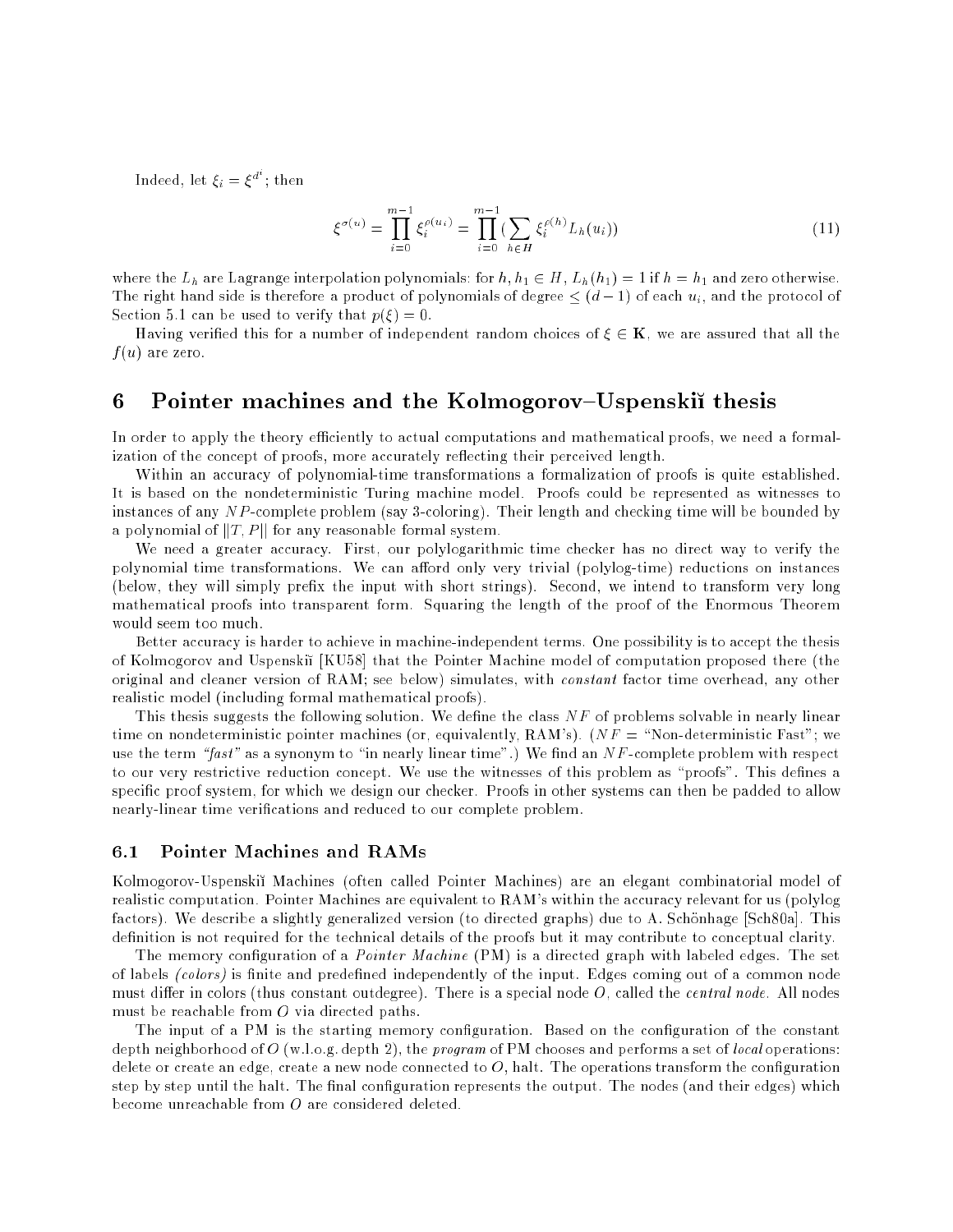Indeed, let $\xi_i = \xi^{d^i}$; then

$$\xi^{\sigma(u)} = \prod_{i=0}^{m-1} \xi_i^{\rho(u_i)} = \prod_{i=0}^{m-1} \left( \sum_{h \in H} \xi_i^{\rho(h)} L_h(u_i) \right) \tag{11}$$

where the $L_h$ are Lagrange interpolation polynomials: for $h, h_1 \in H$, $L_h(h_1) = 1$ if $h = h_1$ and zero otherwise. The right hand side is therefore a product of polynomials of degree $\leq (d-1)$ of each $u_i$, and the protocol of Section 5.1 can be used to verify that $p(\xi) = 0$.

Having verified this for a number of independent random choices of $\xi \in \mathbf{K}$, we are assured that all the $f(u)$ are zero.

# 6 Pointer machines and the Kolmogorov–Uspenskiĭ thesis

In order to apply the theory efficiently to actual computations and mathematical proofs, we need a formalization of the concept of proofs, more accurately reflecting their perceived length.

Within an accuracy of polynomial-time transformations a formalization of proofs is quite established. It is based on the nondeterministic Turing machine model. Proofs could be represented as witnesses to instances of any $NP$-complete problem (say 3-coloring). Their length and checking time will be bounded by a polynomial of $\|T, P\|$ for any reasonable formal system.

We need a greater accuracy. First, our polylogarithmic time checker has no direct way to verify the polynomial time transformations. We can afford only very trivial (polylog-time) reductions on instances (below, they will simply prefix the input with short strings). Second, we intend to transform very long mathematical proofs into transparent form. Squaring the length of the proof of the Enormous Theorem would seem too much.

Better accuracy is harder to achieve in machine-independent terms. One possibility is to accept the thesis of Kolmogorov and Uspenskiĭ [KU58] that the Pointer Machine model of computation proposed there (the original and cleaner version of RAM; see below) simulates, with *constant* factor time overhead, any other realistic model (including formal mathematical proofs).

This thesis suggests the following solution. We define the class $NF$ of problems solvable in nearly linear time on nondeterministic pointer machines (or, equivalently, RAM's). ($NF$ = "Non-deterministic Fast"; we use the term *"fast"* as a synonym to "in nearly linear time".) We find an $NF$-complete problem with respect to our very restrictive reduction concept. We use the witnesses of this problem as "proofs". This defines a specific proof system, for which we design our checker. Proofs in other systems can then be padded to allow nearly-linear time verifications and reduced to our complete problem.

## 6.1 Pointer Machines and RAMs

Kolmogorov-Uspenskiĭ Machines (often called Pointer Machines) are an elegant combinatorial model of realistic computation. Pointer Machines are equivalent to RAM's within the accuracy relevant for us (polylog factors). We describe a slightly generalized version (to directed graphs) due to A. Schönhage [Sch80a]. This definition is not required for the technical details of the proofs but it may contribute to conceptual clarity.

The memory configuration of a *Pointer Machine* (PM) is a directed graph with labeled edges. The set of labels *(colors)* is finite and predefined independently of the input. Edges coming out of a common node must differ in colors (thus constant outdegree). There is a special node $O$, called the *central node*. All nodes must be reachable from $O$ via directed paths.

The input of a PM is the starting memory configuration. Based on the configuration of the constant depth neighborhood of $O$ (w.l.o.g. depth 2), the *program* of PM chooses and performs a set of *local* operations: delete or create an edge, create a new node connected to $O$, halt. The operations transform the configuration step by step until the halt. The final configuration represents the output. The nodes (and their edges) which become unreachable from $O$ are considered deleted.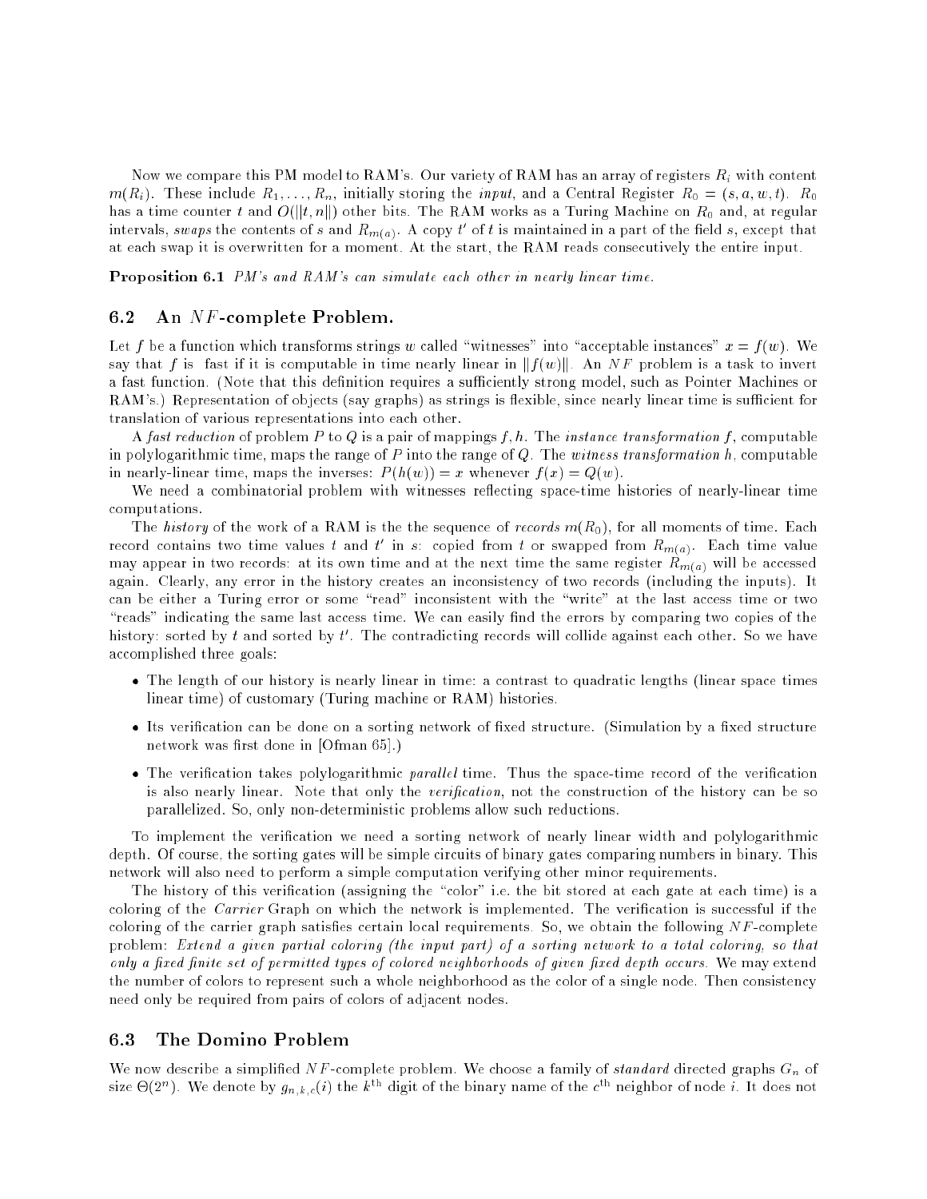Now we compare this PM model to RAM's. Our variety of RAM has an array of registers $R_i$ with content $m(R_i)$. These include $R_1, \ldots, R_n$, initially storing the *input*, and a Central Register $R_0 = (s, a, w, t)$. $R_0$ has a time counter $t$ and $O(\|t, n\|)$ other bits. The RAM works as a Turing Machine on $R_0$ and, at regular intervals, *swaps* the contents of $s$ and $R_{m(a)}$. A copy $t'$ of $t$ is maintained in a part of the field $s$, except that at each swap it is overwritten for a moment. At the start, the RAM reads consecutively the entire input.

**Proposition 6.1** *PM's and RAM's can simulate each other in nearly linear time.*

## 6.2 An $NF$-complete Problem.

Let $f$ be a function which transforms strings $w$ called "witnesses" into "acceptable instances" $x = f(w)$. We say that $f$ is fast if it is computable in time nearly linear in $\|f(w)\|$. An $NF$ problem is a task to invert a fast function. (Note that this definition requires a sufficiently strong model, such as Pointer Machines or RAM's.) Representation of objects (say graphs) as strings is flexible, since nearly linear time is sufficient for translation of various representations into each other.

A *fast reduction* of problem $P$ to $Q$ is a pair of mappings $f, h$. The *instance transformation* $f$, computable in polylogarithmic time, maps the range of $P$ into the range of $Q$. The *witness transformation* $h$, computable in nearly-linear time, maps the inverses: $P(h(w)) = x$ whenever $f(x) = Q(w)$.

We need a combinatorial problem with witnesses reflecting space-time histories of nearly-linear time computations.

The *history* of the work of a RAM is the the sequence of *records* $m(R_0)$, for all moments of time. Each record contains two time values $t$ and $t'$ in $s$: copied from $t$ or swapped from $R_{m(a)}$. Each time value may appear in two records: at its own time and at the next time the same register $R_{m(a)}$ will be accessed again. Clearly, any error in the history creates an inconsistency of two records (including the inputs). It can be either a Turing error or some "read" inconsistent with the "write" at the last access time or two "reads" indicating the same last access time. We can easily find the errors by comparing two copies of the history: sorted by $t$ and sorted by $t'$. The contradicting records will collide against each other. So we have accomplished three goals:

- The length of our history is nearly linear in time: a contrast to quadratic lengths (linear space times linear time) of customary (Turing machine or RAM) histories.
- Its verification can be done on a sorting network of fixed structure. (Simulation by a fixed structure network was first done in [Ofman 65].)
- The verification takes polylogarithmic *parallel* time. Thus the space-time record of the verification is also nearly linear. Note that only the *verification*, not the construction of the history can be so parallelized. So, only non-deterministic problems allow such reductions.

To implement the verification we need a sorting network of nearly linear width and polylogarithmic depth. Of course, the sorting gates will be simple circuits of binary gates comparing numbers in binary. This network will also need to perform a simple computation verifying other minor requirements.

The history of this verification (assigning the "color" i.e. the bit stored at each gate at each time) is a coloring of the *Carrier* Graph on which the network is implemented. The verification is successful if the coloring of the carrier graph satisfies certain local requirements. So, we obtain the following $NF$-complete problem: *Extend a given partial coloring (the input part) of a sorting network to a total coloring, so that only a fixed finite set of permitted types of colored neighborhoods of given fixed depth occurs.* We may extend the number of colors to represent such a whole neighborhood as the color of a single node. Then consistency need only be required from pairs of colors of adjacent nodes.

## 6.3 The Domino Problem

We now describe a simplified $NF$-complete problem. We choose a family of *standard* directed graphs $G_n$ of size $\Theta(2^n)$. We denote by $g_{n,k,c}(i)$ the $k^{\text{th}}$ digit of the binary name of the $c^{\text{th}}$ neighbor of node $i$. It does not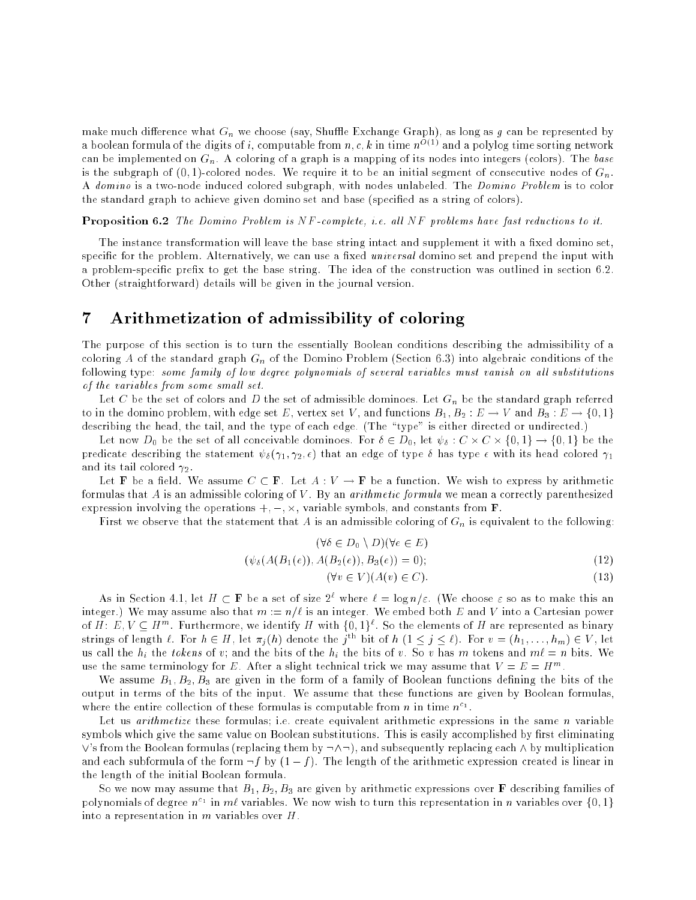make much difference what $G_n$ we choose (say, Shuffle Exchange Graph), as long as $g$ can be represented by a boolean formula of the digits of $i$, computable from $n, c, k$ in time $n^{O(1)}$ and a polylog time sorting network can be implemented on $G_n$. A coloring of a graph is a mapping of its nodes into integers (colors). The *base* is the subgraph of $(0, 1)$-colored nodes. We require it to be an initial segment of consecutive nodes of $G_n$. A *domino* is a two-node induced colored subgraph, with nodes unlabeled. The *Domino Problem* is to color the standard graph to achieve given domino set and base (specified as a string of colors).

**Proposition 6.2** *The Domino Problem is NF-complete, i.e. all NF problems have fast reductions to it.*

The instance transformation will leave the base string intact and supplement it with a fixed domino set, specific for the problem. Alternatively, we can use a fixed *universal* domino set and prepend the input with a problem-specific prefix to get the base string. The idea of the construction was outlined in section 6.2. Other (straightforward) details will be given in the journal version.

# 7 Arithmetization of admissibility of coloring

The purpose of this section is to turn the essentially Boolean conditions describing the admissibility of a coloring $A$ of the standard graph $G_n$ of the Domino Problem (Section 6.3) into algebraic conditions of the following type: *some family of low degree polynomials of several variables must vanish on all substitutions of the variables from some small set.*

Let $C$ be the set of colors and $D$ the set of admissible dominoes. Let $G_n$ be the standard graph referred to in the domino problem, with edge set $E$, vertex set $V$, and functions $B_1, B_2 : E \to V$ and $B_3 : E \to \{0, 1\}$ describing the head, the tail, and the type of each edge. (The "type" is either directed or undirected.)

Let now $D_0$ be the set of all conceivable dominoes. For $\delta \in D_0$, let $\psi_\delta : C \times C \times \{0, 1\} \to \{0, 1\}$ be the predicate describing the statement $\psi_\delta(\gamma_1, \gamma_2, \epsilon)$ that an edge of type $\delta$ has type $\epsilon$ with its head colored $\gamma_1$ and its tail colored $\gamma_2$.

Let $\mathbf{F}$ be a field. We assume $C \subset \mathbf{F}$. Let $A : V \to \mathbf{F}$ be a function. We wish to express by arithmetic formulas that $A$ is an admissible coloring of $V$. By an *arithmetic formula* we mean a correctly parenthesized expression involving the operations $+, -, \times$, variable symbols, and constants from $\mathbf{F}$.

First we observe that the statement that $A$ is an admissible coloring of $G_n$ is equivalent to the following:

$$(\forall \delta \in D_0 \setminus D)(\forall e \in E)$$

$$(\psi_\delta(A(B_1(e)), A(B_2(e)), B_3(e)) = 0); \tag{12}$$

$$(\forall v \in V)(A(v) \in C). \tag{13}$$

As in Section 4.1, let $H \subset \mathbf{F}$ be a set of size $2^\ell$ where $\ell = \log n / \varepsilon$. (We choose $\varepsilon$ so as to make this an integer.) We may assume also that $m := n/\ell$ is an integer. We embed both $E$ and $V$ into a Cartesian power of $H$: $E, V \subseteq H^m$. Furthermore, we identify $H$ with $\{0, 1\}^\ell$. So the elements of $H$ are represented as binary strings of length $\ell$. For $h \in H$, let $\pi_j(h)$ denote the $j^{\text{th}}$ bit of $h$ $(1 \le j \le \ell)$. For $v = (h_1, \dots, h_m) \in V$, let us call the $h_i$ the *tokens* of $v$; and the bits of the $h_i$ the bits of $v$. So $v$ has $m$ tokens and $m\ell = n$ bits. We use the same terminology for $E$. After a slight technical trick we may assume that $V = E = H^m$.

We assume $B_1, B_2, B_3$ are given in the form of a family of Boolean functions defining the bits of the output in terms of the bits of the input. We assume that these functions are given by Boolean formulas, where the entire collection of these formulas is computable from $n$ in time $n^{c_1}$.

Let us *arithmetize* these formulas; i.e. create equivalent arithmetic expressions in the same $n$ variable symbols which give the same value on Boolean substitutions. This is easily accomplished by first eliminating $\vee$'s from the Boolean formulas (replacing them by $\neg\wedge\neg$), and subsequently replacing each $\wedge$ by multiplication and each subformula of the form $\neg f$ by $(1 - f)$. The length of the arithmetic expression created is linear in the length of the initial Boolean formula.

So we now may assume that $B_1, B_2, B_3$ are given by arithmetic expressions over $\mathbf{F}$ describing families of polynomials of degree $n^{c_1}$ in $m\ell$ variables. We now wish to turn this representation in $n$ variables over $\{0, 1\}$ into a representation in $m$ variables over $H$.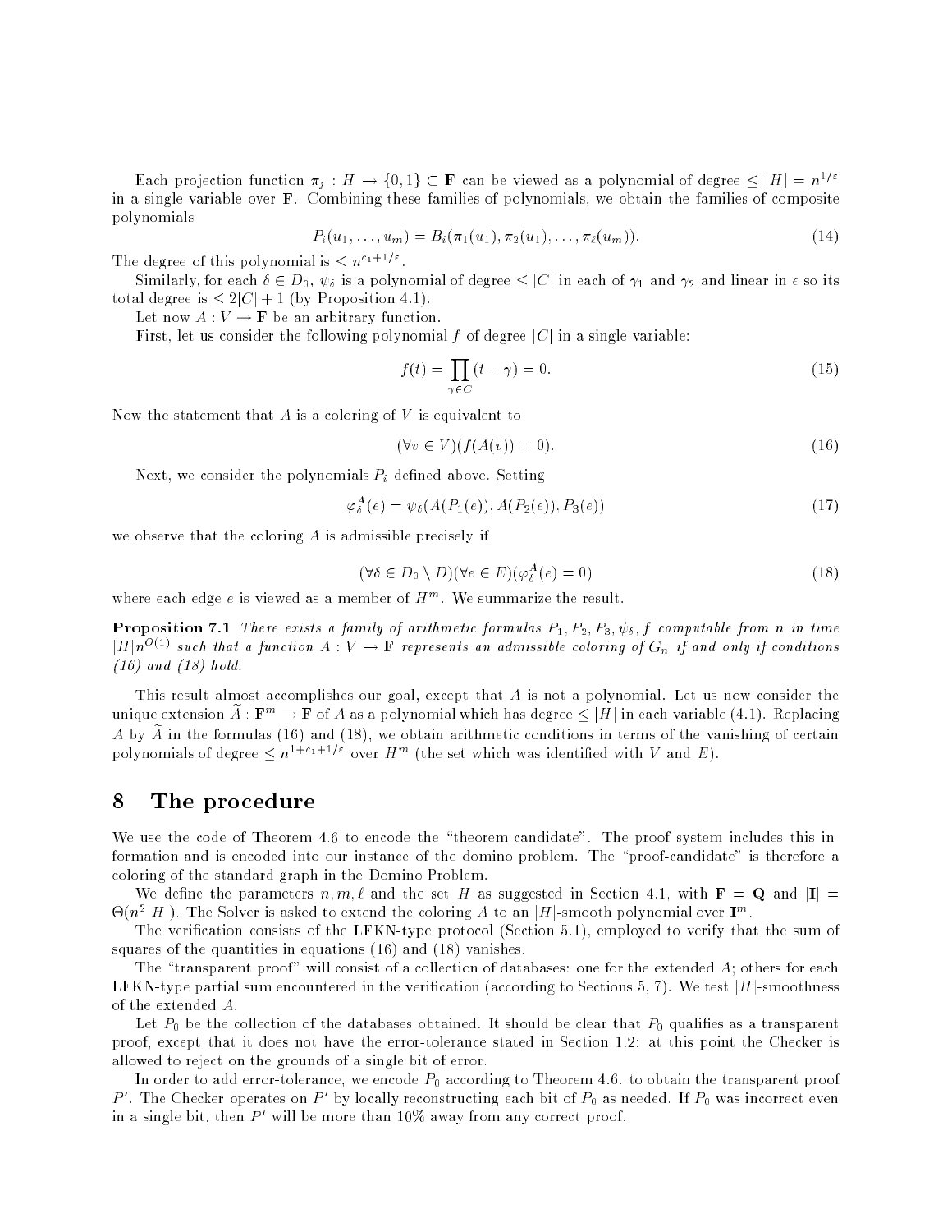Each projection function $\pi_j : H \to \{0,1\} \subset \mathbf{F}$ can be viewed as a polynomial of degree $\le |H| = n^{1/\epsilon}$ in a single variable over $\mathbf{F}$. Combining these families of polynomials, we obtain the families of composite polynomials

$$P_i(u_1, \ldots, u_m) = B_i(\pi_1(u_1), \pi_2(u_1), \ldots, \pi_\ell(u_m)). \tag{14}$$

The degree of this polynomial is $\le n^{c_1 + 1/\epsilon}$.

Similarly, for each $\delta \in D_0$, $\psi_\delta$ is a polynomial of degree $\le |C|$ in each of $\gamma_1$ and $\gamma_2$ and linear in $\epsilon$ so its total degree is $\le 2|C| + 1$ (by Proposition 4.1).

Let now $A : V \to \mathbf{F}$ be an arbitrary function.

First, let us consider the following polynomial $f$ of degree $|C|$ in a single variable:

$$f(t) = \prod_{\gamma \in C} (t - \gamma) = 0. \tag{15}$$

Now the statement that $A$ is a coloring of $V$ is equivalent to

$$(\forall v \in V)(f(A(v)) = 0). \tag{16}$$

Next, we consider the polynomials $P_i$ defined above. Setting

$$\varphi_\delta^A(e) = \psi_\delta(A(P_1(e)), A(P_2(e)), P_3(e)) \tag{17}$$

we observe that the coloring $A$ is admissible precisely if

$$(\forall \delta \in D_0 \setminus D)(\forall e \in E)(\varphi_\delta^A(e) = 0) \tag{18}$$

where each edge $e$ is viewed as a member of $H^m$. We summarize the result.

**Proposition 7.1** *There exists a family of arithmetic formulas $P_1, P_2, P_3, \psi_\delta, f$ computable from $n$ in time $|H|n^{O(1)}$ such that a function $A : V \to \mathbf{F}$ represents an admissible coloring of $G_n$ if and only if conditions (16) and (18) hold.*

This result almost accomplishes our goal, except that $A$ is not a polynomial. Let us now consider the unique extension $\widetilde{A} : \mathbf{F}^m \to \mathbf{F}$ of $A$ as a polynomial which has degree $\le |H|$ in each variable (4.1). Replacing $A$ by $\widetilde{A}$ in the formulas (16) and (18), we obtain arithmetic conditions in terms of the vanishing of certain polynomials of degree $\le n^{1+c_1+1/\epsilon}$ over $H^m$ (the set which was identified with $V$ and $E$).

## 8 The procedure

We use the code of Theorem 4.6 to encode the "theorem-candidate". The proof system includes this information and is encoded into our instance of the domino problem. The "proof-candidate" is therefore a coloring of the standard graph in the Domino Problem.

We define the parameters $n, m, \ell$ and the set $H$ as suggested in Section 4.1, with $\mathbf{F} = \mathbf{Q}$ and $|\mathbf{I}| = \Theta(n^2|H|)$. The Solver is asked to extend the coloring $A$ to an $|H|$-smooth polynomial over $\mathbf{I}^m$.

The verification consists of the LFKN-type protocol (Section 5.1), employed to verify that the sum of squares of the quantities in equations (16) and (18) vanishes.

The "transparent proof" will consist of a collection of databases: one for the extended $A$; others for each LFKN-type partial sum encountered in the verification (according to Sections 5, 7). We test $|H|$-smoothness of the extended $A$.

Let $P_0$ be the collection of the databases obtained. It should be clear that $P_0$ qualifies as a transparent proof, except that it does not have the error-tolerance stated in Section 1.2: at this point the Checker is allowed to reject on the grounds of a single bit of error.

In order to add error-tolerance, we encode $P_0$ according to Theorem 4.6. to obtain the transparent proof $P'$. The Checker operates on $P'$ by locally reconstructing each bit of $P_0$ as needed. If $P_0$ was incorrect even in a single bit, then $P'$ will be more than 10% away from any correct proof.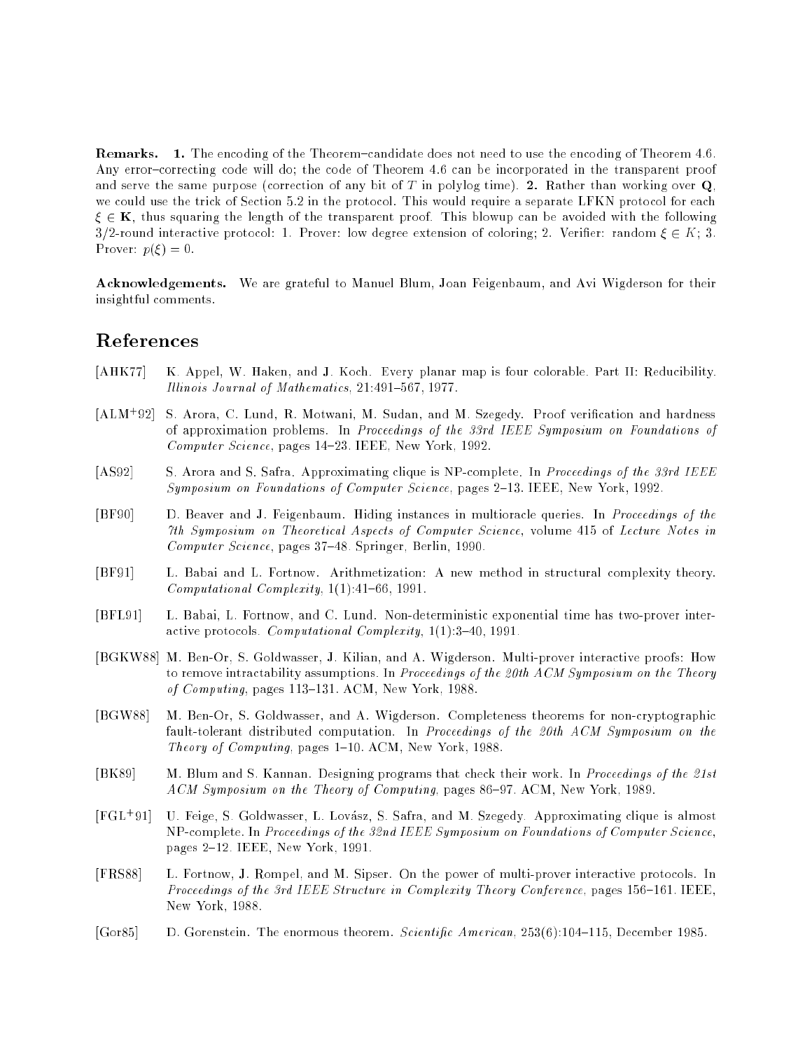**Remarks.** **1.** The encoding of the Theorem–candidate does not need to use the encoding of Theorem 4.6. Any error–correcting code will do; the code of Theorem 4.6 can be incorporated in the transparent proof and serve the same purpose (correction of any bit of $T$ in polylog time). **2.** Rather than working over $\mathbf{Q}$, we could use the trick of Section 5.2 in the protocol. This would require a separate LFKN protocol for each $\xi \in \mathbf{K}$, thus squaring the length of the transparent proof. This blowup can be avoided with the following 3/2-round interactive protocol: 1. Prover: low degree extension of coloring; 2. Verifier: random $\xi \in K$; 3. Prover: $p(\xi) = 0$.

**Acknowledgements.** We are grateful to Manuel Blum, Joan Feigenbaum, and Avi Wigderson for their insightful comments.

## References

[AHK77] K. Appel, W. Haken, and J. Koch. Every planar map is four colorable. Part II: Reducibility. *Illinois Journal of Mathematics*, 21:491–567, 1977.

[ALM+92] S. Arora, C. Lund, R. Motwani, M. Sudan, and M. Szegedy. Proof verification and hardness of approximation problems. In *Proceedings of the 33rd IEEE Symposium on Foundations of Computer Science*, pages 14–23. IEEE, New York, 1992.

[AS92] S. Arora and S. Safra. Approximating clique is NP-complete. In *Proceedings of the 33rd IEEE Symposium on Foundations of Computer Science*, pages 2–13. IEEE, New York, 1992.

[BF90] D. Beaver and J. Feigenbaum. Hiding instances in multioracle queries. In *Proceedings of the 7th Symposium on Theoretical Aspects of Computer Science*, volume 415 of *Lecture Notes in Computer Science*, pages 37–48. Springer, Berlin, 1990.

[BF91] L. Babai and L. Fortnow. Arithmetization: A new method in structural complexity theory. *Computational Complexity*, 1(1):41–66, 1991.

[BFL91] L. Babai, L. Fortnow, and C. Lund. Non-deterministic exponential time has two-prover interactive protocols. *Computational Complexity*, 1(1):3–40, 1991.

[BGKW88] M. Ben-Or, S. Goldwasser, J. Kilian, and A. Wigderson. Multi-prover interactive proofs: How to remove intractability assumptions. In *Proceedings of the 20th ACM Symposium on the Theory of Computing*, pages 113–131. ACM, New York, 1988.

[BGW88] M. Ben-Or, S. Goldwasser, and A. Wigderson. Completeness theorems for non-cryptographic fault-tolerant distributed computation. In *Proceedings of the 20th ACM Symposium on the Theory of Computing*, pages 1–10. ACM, New York, 1988.

[BK89] M. Blum and S. Kannan. Designing programs that check their work. In *Proceedings of the 21st ACM Symposium on the Theory of Computing*, pages 86–97. ACM, New York, 1989.

[FGL+91] U. Feige, S. Goldwasser, L. Lovász, S. Safra, and M. Szegedy. Approximating clique is almost NP-complete. In *Proceedings of the 32nd IEEE Symposium on Foundations of Computer Science*, pages 2–12. IEEE, New York, 1991.

[FRS88] L. Fortnow, J. Rompel, and M. Sipser. On the power of multi-prover interactive protocols. In *Proceedings of the 3rd IEEE Structure in Complexity Theory Conference*, pages 156–161. IEEE, New York, 1988.

[Gor85] D. Gorenstein. The enormous theorem. *Scientific American*, 253(6):104–115, December 1985.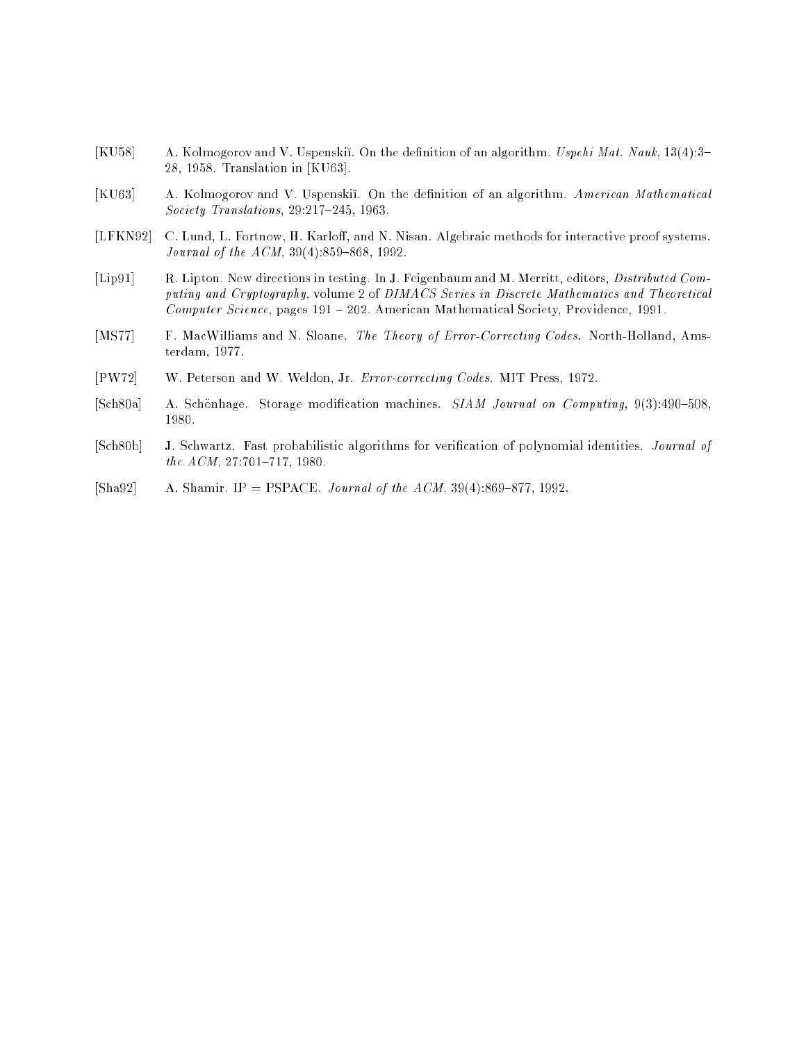[KU58] A. Kolmogorov and V. Uspenskiĭ. On the definition of an algorithm. *Uspehi Mat. Nauk*, 13(4):3–28, 1958. Translation in [KU63].

[KU63] A. Kolmogorov and V. Uspenskiĭ. On the definition of an algorithm. *American Mathematical Society Translations*, 29:217–245, 1963.

[LFKN92] C. Lund, L. Fortnow, H. Karloff, and N. Nisan. Algebraic methods for interactive proof systems. *Journal of the ACM*, 39(4):859–868, 1992.

[Lip91] R. Lipton. New directions in testing. In J. Feigenbaum and M. Merritt, editors, *Distributed Computing and Cryptography*, volume 2 of *DIMACS Series in Discrete Mathematics and Theoretical Computer Science*, pages 191 – 202. American Mathematical Society, Providence, 1991.

[MS77] F. MacWilliams and N. Sloane. *The Theory of Error-Correcting Codes*. North-Holland, Amsterdam, 1977.

[PW72] W. Peterson and W. Weldon, Jr. *Error-correcting Codes*. MIT Press, 1972.

[Sch80a] A. Schönhage. Storage modification machines. *SIAM Journal on Computing*, 9(3):490–508, 1980.

[Sch80b] J. Schwartz. Fast probabilistic algorithms for verification of polynomial identities. *Journal of the ACM*, 27:701–717, 1980.

[Sha92] A. Shamir. IP = PSPACE. *Journal of the ACM*, 39(4):869–877, 1992.